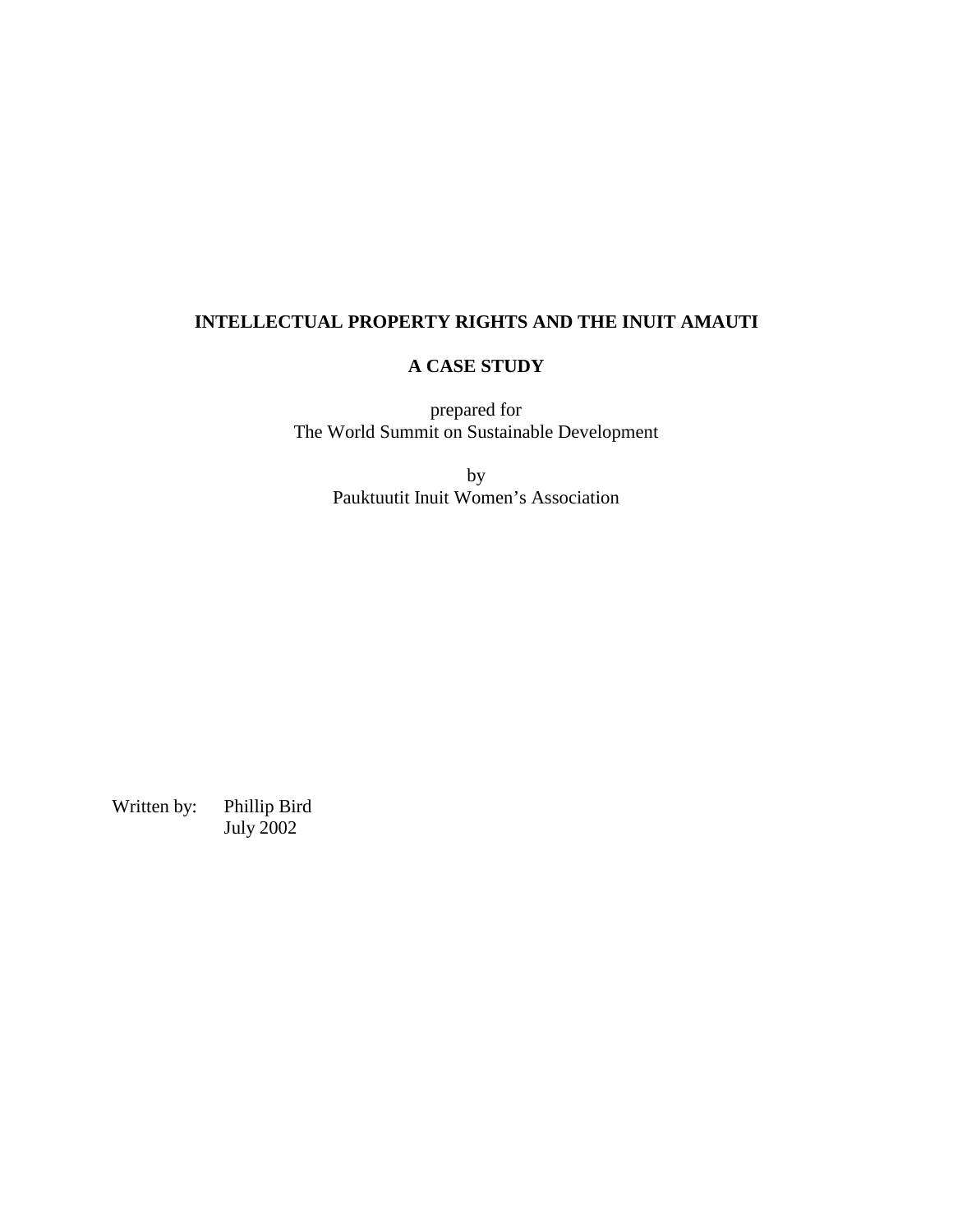# INTELLECTUAL PROPERTY RIGHTS AND THE INUIT AMAUTI

## A CASE STUDY

prepared for
The World Summit on Sustainable Development

by
Pauktuutit Inuit Women's Association

Written by: Phillip Bird
July 2002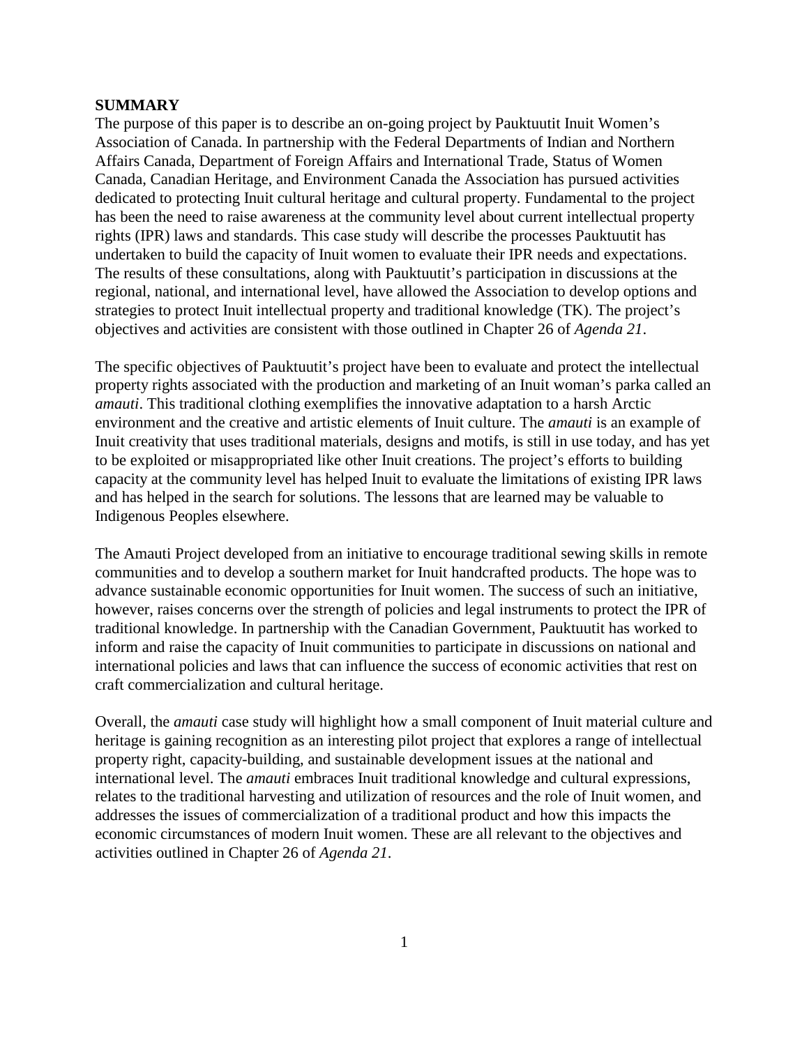## SUMMARY

The purpose of this paper is to describe an on-going project by Pauktuutit Inuit Women's Association of Canada. In partnership with the Federal Departments of Indian and Northern Affairs Canada, Department of Foreign Affairs and International Trade, Status of Women Canada, Canadian Heritage, and Environment Canada the Association has pursued activities dedicated to protecting Inuit cultural heritage and cultural property. Fundamental to the project has been the need to raise awareness at the community level about current intellectual property rights (IPR) laws and standards. This case study will describe the processes Pauktuutit has undertaken to build the capacity of Inuit women to evaluate their IPR needs and expectations. The results of these consultations, along with Pauktuutit's participation in discussions at the regional, national, and international level, have allowed the Association to develop options and strategies to protect Inuit intellectual property and traditional knowledge (TK). The project's objectives and activities are consistent with those outlined in Chapter 26 of *Agenda 21*.

The specific objectives of Pauktuutit's project have been to evaluate and protect the intellectual property rights associated with the production and marketing of an Inuit woman's parka called an *amauti*. This traditional clothing exemplifies the innovative adaptation to a harsh Arctic environment and the creative and artistic elements of Inuit culture. The *amauti* is an example of Inuit creativity that uses traditional materials, designs and motifs, is still in use today, and has yet to be exploited or misappropriated like other Inuit creations. The project's efforts to building capacity at the community level has helped Inuit to evaluate the limitations of existing IPR laws and has helped in the search for solutions. The lessons that are learned may be valuable to Indigenous Peoples elsewhere.

The Amauti Project developed from an initiative to encourage traditional sewing skills in remote communities and to develop a southern market for Inuit handcrafted products. The hope was to advance sustainable economic opportunities for Inuit women. The success of such an initiative, however, raises concerns over the strength of policies and legal instruments to protect the IPR of traditional knowledge. In partnership with the Canadian Government, Pauktuutit has worked to inform and raise the capacity of Inuit communities to participate in discussions on national and international policies and laws that can influence the success of economic activities that rest on craft commercialization and cultural heritage.

Overall, the *amauti* case study will highlight how a small component of Inuit material culture and heritage is gaining recognition as an interesting pilot project that explores a range of intellectual property right, capacity-building, and sustainable development issues at the national and international level. The *amauti* embraces Inuit traditional knowledge and cultural expressions, relates to the traditional harvesting and utilization of resources and the role of Inuit women, and addresses the issues of commercialization of a traditional product and how this impacts the economic circumstances of modern Inuit women. These are all relevant to the objectives and activities outlined in Chapter 26 of *Agenda 21*.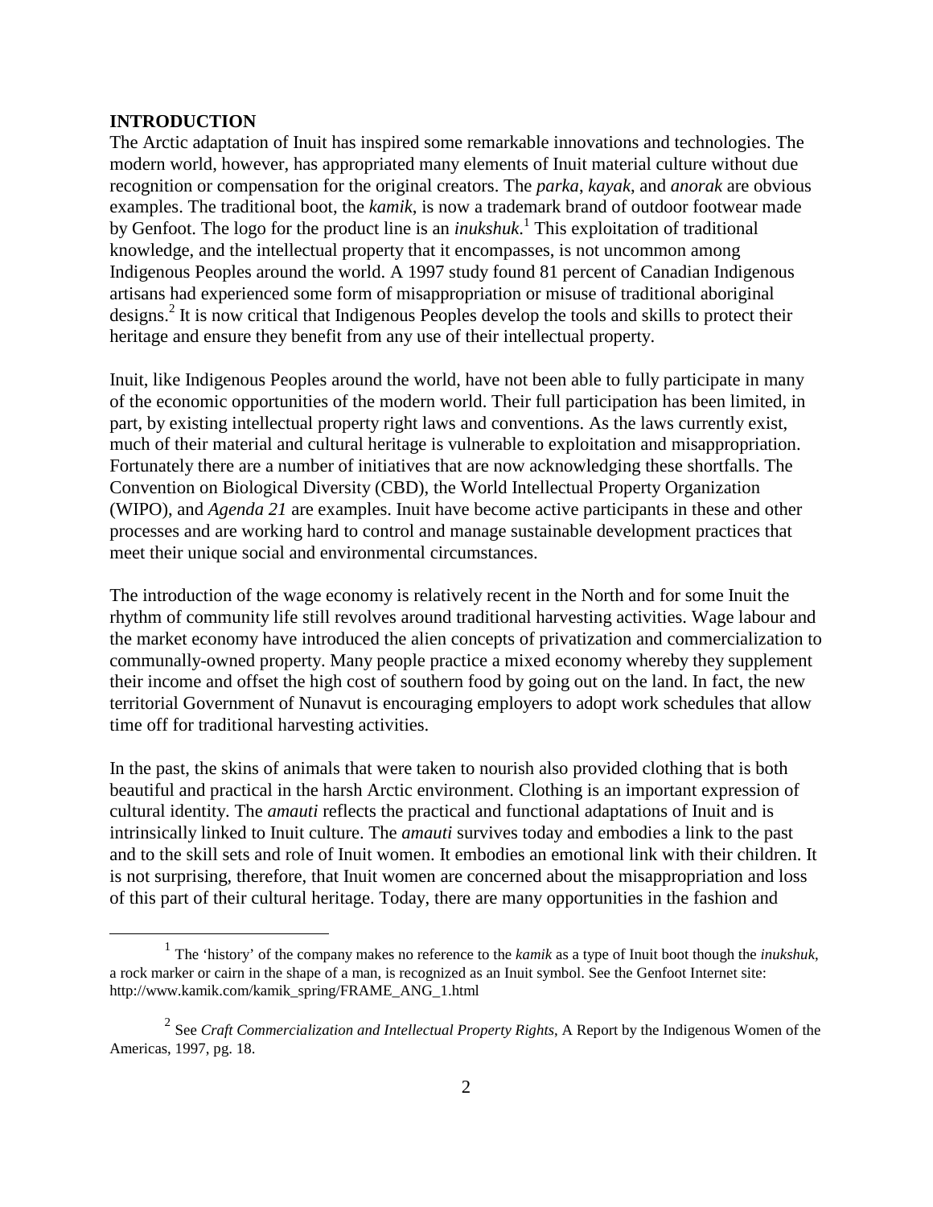## INTRODUCTION

The Arctic adaptation of Inuit has inspired some remarkable innovations and technologies. The modern world, however, has appropriated many elements of Inuit material culture without due recognition or compensation for the original creators. The *parka*, *kayak*, and *anorak* are obvious examples. The traditional boot, the *kamik*, is now a trademark brand of outdoor footwear made by Genfoot. The logo for the product line is an *inukshuk*.[1] This exploitation of traditional knowledge, and the intellectual property that it encompasses, is not uncommon among Indigenous Peoples around the world. A 1997 study found 81 percent of Canadian Indigenous artisans had experienced some form of misappropriation or misuse of traditional aboriginal designs.[2] It is now critical that Indigenous Peoples develop the tools and skills to protect their heritage and ensure they benefit from any use of their intellectual property.

Inuit, like Indigenous Peoples around the world, have not been able to fully participate in many of the economic opportunities of the modern world. Their full participation has been limited, in part, by existing intellectual property right laws and conventions. As the laws currently exist, much of their material and cultural heritage is vulnerable to exploitation and misappropriation. Fortunately there are a number of initiatives that are now acknowledging these shortfalls. The Convention on Biological Diversity (CBD), the World Intellectual Property Organization (WIPO), and *Agenda 21* are examples. Inuit have become active participants in these and other processes and are working hard to control and manage sustainable development practices that meet their unique social and environmental circumstances.

The introduction of the wage economy is relatively recent in the North and for some Inuit the rhythm of community life still revolves around traditional harvesting activities. Wage labour and the market economy have introduced the alien concepts of privatization and commercialization to communally-owned property. Many people practice a mixed economy whereby they supplement their income and offset the high cost of southern food by going out on the land. In fact, the new territorial Government of Nunavut is encouraging employers to adopt work schedules that allow time off for traditional harvesting activities.

In the past, the skins of animals that were taken to nourish also provided clothing that is both beautiful and practical in the harsh Arctic environment. Clothing is an important expression of cultural identity. The *amauti* reflects the practical and functional adaptations of Inuit and is intrinsically linked to Inuit culture. The *amauti* survives today and embodies a link to the past and to the skill sets and role of Inuit women. It embodies an emotional link with their children. It is not surprising, therefore, that Inuit women are concerned about the misappropriation and loss of this part of their cultural heritage. Today, there are many opportunities in the fashion and

---

[1] The 'history' of the company makes no reference to the *kamik* as a type of Inuit boot though the *inukshuk*, a rock marker or cairn in the shape of a man, is recognized as an Inuit symbol. See the Genfoot Internet site: http://www.kamik.com/kamik_spring/FRAME_ANG_1.html

[2] See *Craft Commercialization and Intellectual Property Rights*, A Report by the Indigenous Women of the Americas, 1997, pg. 18.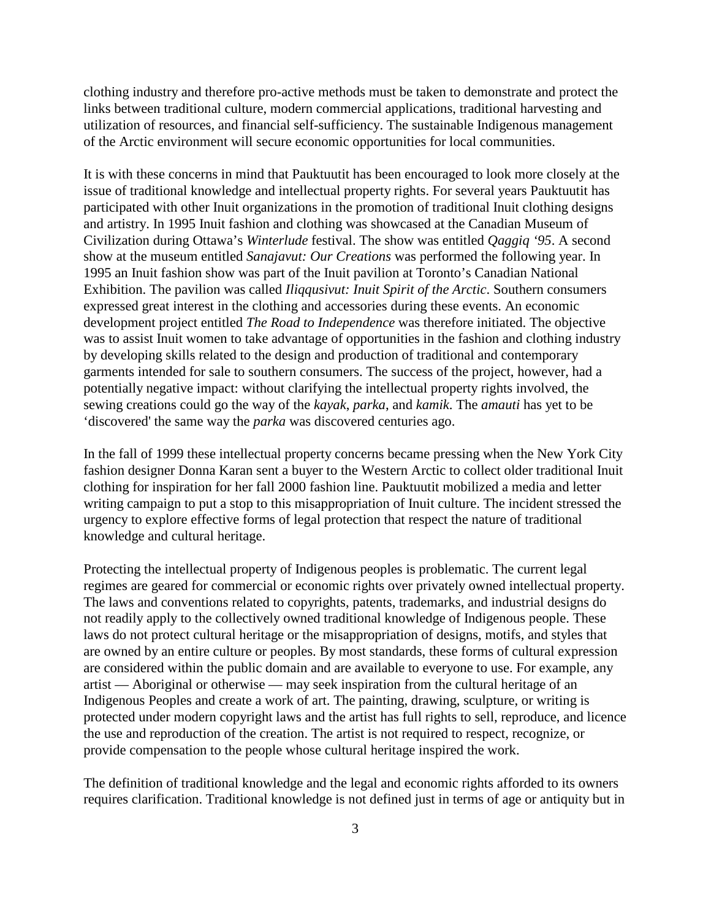clothing industry and therefore pro-active methods must be taken to demonstrate and protect the links between traditional culture, modern commercial applications, traditional harvesting and utilization of resources, and financial self-sufficiency. The sustainable Indigenous management of the Arctic environment will secure economic opportunities for local communities.

It is with these concerns in mind that Pauktuutit has been encouraged to look more closely at the issue of traditional knowledge and intellectual property rights. For several years Pauktuutit has participated with other Inuit organizations in the promotion of traditional Inuit clothing designs and artistry. In 1995 Inuit fashion and clothing was showcased at the Canadian Museum of Civilization during Ottawa's *Winterlude* festival. The show was entitled *Qaggiq '95*. A second show at the museum entitled *Sanajavut: Our Creations* was performed the following year. In 1995 an Inuit fashion show was part of the Inuit pavilion at Toronto's Canadian National Exhibition. The pavilion was called *Iliqqusivut: Inuit Spirit of the Arctic*. Southern consumers expressed great interest in the clothing and accessories during these events. An economic development project entitled *The Road to Independence* was therefore initiated. The objective was to assist Inuit women to take advantage of opportunities in the fashion and clothing industry by developing skills related to the design and production of traditional and contemporary garments intended for sale to southern consumers. The success of the project, however, had a potentially negative impact: without clarifying the intellectual property rights involved, the sewing creations could go the way of the *kayak*, *parka*, and *kamik*. The *amauti* has yet to be 'discovered' the same way the *parka* was discovered centuries ago.

In the fall of 1999 these intellectual property concerns became pressing when the New York City fashion designer Donna Karan sent a buyer to the Western Arctic to collect older traditional Inuit clothing for inspiration for her fall 2000 fashion line. Pauktuutit mobilized a media and letter writing campaign to put a stop to this misappropriation of Inuit culture. The incident stressed the urgency to explore effective forms of legal protection that respect the nature of traditional knowledge and cultural heritage.

Protecting the intellectual property of Indigenous peoples is problematic. The current legal regimes are geared for commercial or economic rights over privately owned intellectual property. The laws and conventions related to copyrights, patents, trademarks, and industrial designs do not readily apply to the collectively owned traditional knowledge of Indigenous people. These laws do not protect cultural heritage or the misappropriation of designs, motifs, and styles that are owned by an entire culture or peoples. By most standards, these forms of cultural expression are considered within the public domain and are available to everyone to use. For example, any artist — Aboriginal or otherwise — may seek inspiration from the cultural heritage of an Indigenous Peoples and create a work of art. The painting, drawing, sculpture, or writing is protected under modern copyright laws and the artist has full rights to sell, reproduce, and licence the use and reproduction of the creation. The artist is not required to respect, recognize, or provide compensation to the people whose cultural heritage inspired the work.

The definition of traditional knowledge and the legal and economic rights afforded to its owners requires clarification. Traditional knowledge is not defined just in terms of age or antiquity but in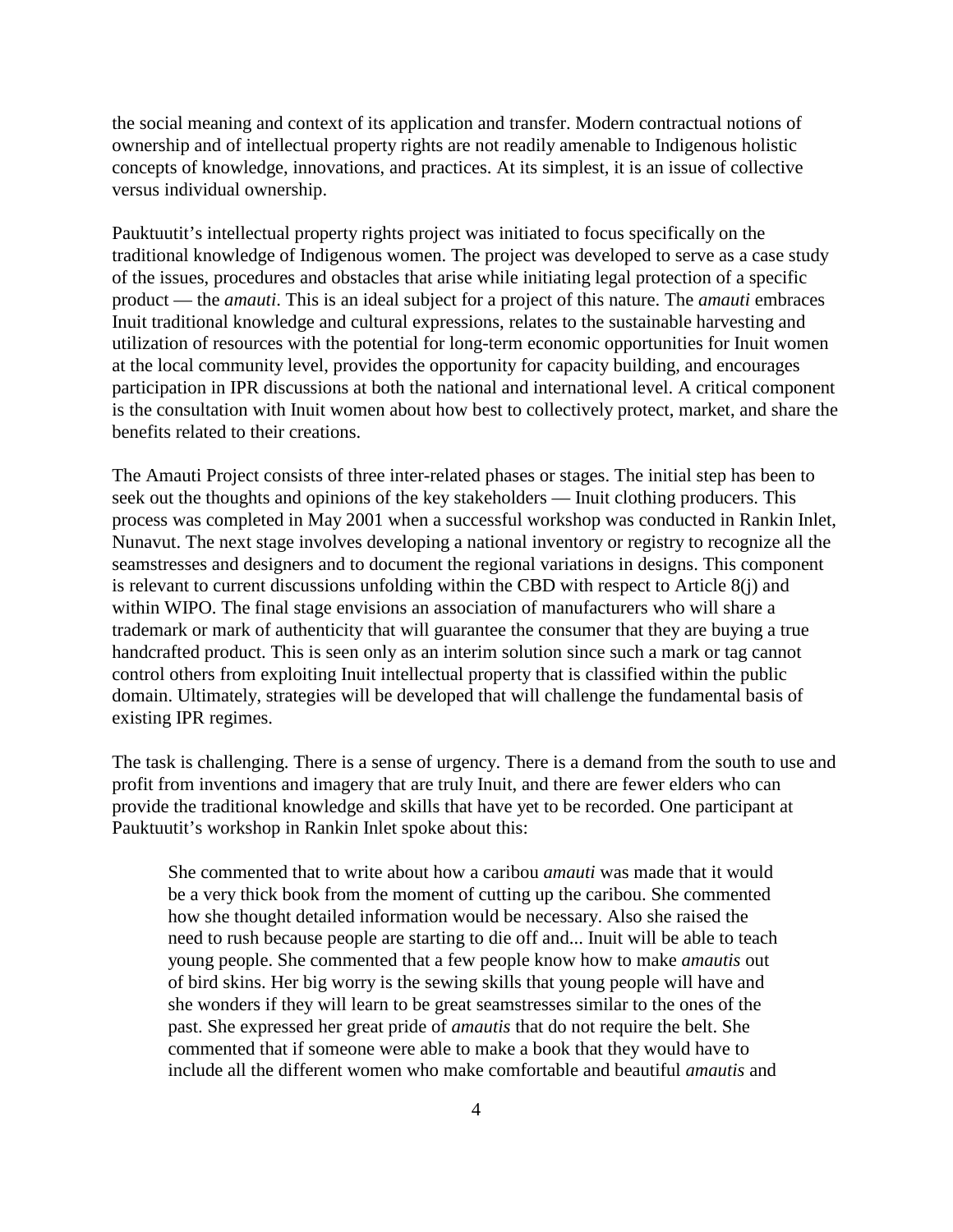the social meaning and context of its application and transfer. Modern contractual notions of ownership and of intellectual property rights are not readily amenable to Indigenous holistic concepts of knowledge, innovations, and practices. At its simplest, it is an issue of collective versus individual ownership.

Pauktuutit's intellectual property rights project was initiated to focus specifically on the traditional knowledge of Indigenous women. The project was developed to serve as a case study of the issues, procedures and obstacles that arise while initiating legal protection of a specific product — the *amauti*. This is an ideal subject for a project of this nature. The *amauti* embraces Inuit traditional knowledge and cultural expressions, relates to the sustainable harvesting and utilization of resources with the potential for long-term economic opportunities for Inuit women at the local community level, provides the opportunity for capacity building, and encourages participation in IPR discussions at both the national and international level. A critical component is the consultation with Inuit women about how best to collectively protect, market, and share the benefits related to their creations.

The Amauti Project consists of three inter-related phases or stages. The initial step has been to seek out the thoughts and opinions of the key stakeholders — Inuit clothing producers. This process was completed in May 2001 when a successful workshop was conducted in Rankin Inlet, Nunavut. The next stage involves developing a national inventory or registry to recognize all the seamstresses and designers and to document the regional variations in designs. This component is relevant to current discussions unfolding within the CBD with respect to Article 8(j) and within WIPO. The final stage envisions an association of manufacturers who will share a trademark or mark of authenticity that will guarantee the consumer that they are buying a true handcrafted product. This is seen only as an interim solution since such a mark or tag cannot control others from exploiting Inuit intellectual property that is classified within the public domain. Ultimately, strategies will be developed that will challenge the fundamental basis of existing IPR regimes.

The task is challenging. There is a sense of urgency. There is a demand from the south to use and profit from inventions and imagery that are truly Inuit, and there are fewer elders who can provide the traditional knowledge and skills that have yet to be recorded. One participant at Pauktuutit's workshop in Rankin Inlet spoke about this:

> She commented that to write about how a caribou *amauti* was made that it would be a very thick book from the moment of cutting up the caribou. She commented how she thought detailed information would be necessary. Also she raised the need to rush because people are starting to die off and... Inuit will be able to teach young people. She commented that a few people know how to make *amautis* out of bird skins. Her big worry is the sewing skills that young people will have and she wonders if they will learn to be great seamstresses similar to the ones of the past. She expressed her great pride of *amautis* that do not require the belt. She commented that if someone were able to make a book that they would have to include all the different women who make comfortable and beautiful *amautis* and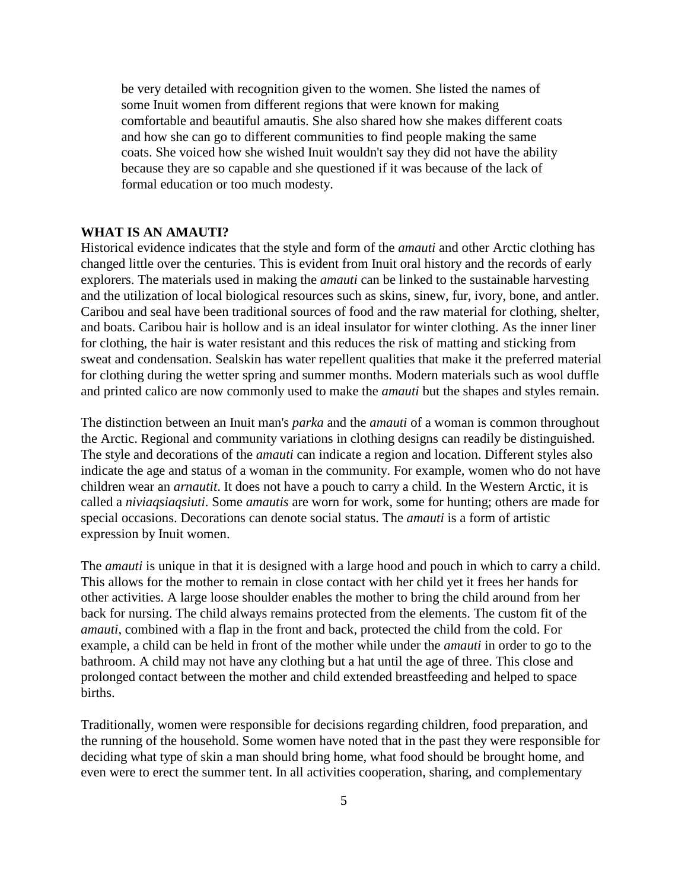> be very detailed with recognition given to the women. She listed the names of some Inuit women from different regions that were known for making comfortable and beautiful amautis. She also shared how she makes different coats and how she can go to different communities to find people making the same coats. She voiced how she wished Inuit wouldn't say they did not have the ability because they are so capable and she questioned if it was because of the lack of formal education or too much modesty.

**WHAT IS AN AMAUTI?**

Historical evidence indicates that the style and form of the *amauti* and other Arctic clothing has changed little over the centuries. This is evident from Inuit oral history and the records of early explorers. The materials used in making the *amauti* can be linked to the sustainable harvesting and the utilization of local biological resources such as skins, sinew, fur, ivory, bone, and antler. Caribou and seal have been traditional sources of food and the raw material for clothing, shelter, and boats. Caribou hair is hollow and is an ideal insulator for winter clothing. As the inner liner for clothing, the hair is water resistant and this reduces the risk of matting and sticking from sweat and condensation. Sealskin has water repellent qualities that make it the preferred material for clothing during the wetter spring and summer months. Modern materials such as wool duffle and printed calico are now commonly used to make the *amauti* but the shapes and styles remain.

The distinction between an Inuit man's *parka* and the *amauti* of a woman is common throughout the Arctic. Regional and community variations in clothing designs can readily be distinguished. The style and decorations of the *amauti* can indicate a region and location. Different styles also indicate the age and status of a woman in the community. For example, women who do not have children wear an *arnautit*. It does not have a pouch to carry a child. In the Western Arctic, it is called a *niviaqsiaqsiuti*. Some *amautis* are worn for work, some for hunting; others are made for special occasions. Decorations can denote social status. The *amauti* is a form of artistic expression by Inuit women.

The *amauti* is unique in that it is designed with a large hood and pouch in which to carry a child. This allows for the mother to remain in close contact with her child yet it frees her hands for other activities. A large loose shoulder enables the mother to bring the child around from her back for nursing. The child always remains protected from the elements. The custom fit of the *amauti*, combined with a flap in the front and back, protected the child from the cold. For example, a child can be held in front of the mother while under the *amauti* in order to go to the bathroom. A child may not have any clothing but a hat until the age of three. This close and prolonged contact between the mother and child extended breastfeeding and helped to space births.

Traditionally, women were responsible for decisions regarding children, food preparation, and the running of the household. Some women have noted that in the past they were responsible for deciding what type of skin a man should bring home, what food should be brought home, and even were to erect the summer tent. In all activities cooperation, sharing, and complementary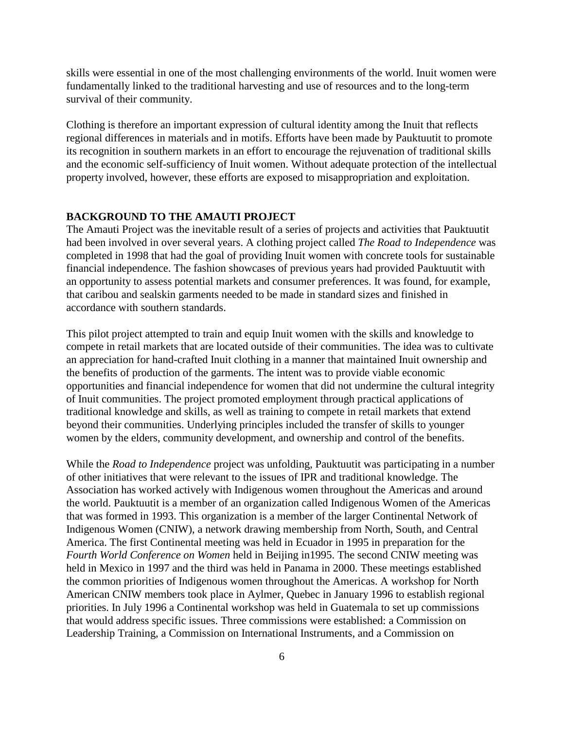skills were essential in one of the most challenging environments of the world. Inuit women were fundamentally linked to the traditional harvesting and use of resources and to the long-term survival of their community.

Clothing is therefore an important expression of cultural identity among the Inuit that reflects regional differences in materials and in motifs. Efforts have been made by Pauktuutit to promote its recognition in southern markets in an effort to encourage the rejuvenation of traditional skills and the economic self-sufficiency of Inuit women. Without adequate protection of the intellectual property involved, however, these efforts are exposed to misappropriation and exploitation.

## BACKGROUND TO THE AMAUTI PROJECT

The Amauti Project was the inevitable result of a series of projects and activities that Pauktuutit had been involved in over several years. A clothing project called *The Road to Independence* was completed in 1998 that had the goal of providing Inuit women with concrete tools for sustainable financial independence. The fashion showcases of previous years had provided Pauktuutit with an opportunity to assess potential markets and consumer preferences. It was found, for example, that caribou and sealskin garments needed to be made in standard sizes and finished in accordance with southern standards.

This pilot project attempted to train and equip Inuit women with the skills and knowledge to compete in retail markets that are located outside of their communities. The idea was to cultivate an appreciation for hand-crafted Inuit clothing in a manner that maintained Inuit ownership and the benefits of production of the garments. The intent was to provide viable economic opportunities and financial independence for women that did not undermine the cultural integrity of Inuit communities. The project promoted employment through practical applications of traditional knowledge and skills, as well as training to compete in retail markets that extend beyond their communities. Underlying principles included the transfer of skills to younger women by the elders, community development, and ownership and control of the benefits.

While the *Road to Independence* project was unfolding, Pauktuutit was participating in a number of other initiatives that were relevant to the issues of IPR and traditional knowledge. The Association has worked actively with Indigenous women throughout the Americas and around the world. Pauktuutit is a member of an organization called Indigenous Women of the Americas that was formed in 1993. This organization is a member of the larger Continental Network of Indigenous Women (CNIW), a network drawing membership from North, South, and Central America. The first Continental meeting was held in Ecuador in 1995 in preparation for the *Fourth World Conference on Women* held in Beijing in1995. The second CNIW meeting was held in Mexico in 1997 and the third was held in Panama in 2000. These meetings established the common priorities of Indigenous women throughout the Americas. A workshop for North American CNIW members took place in Aylmer, Quebec in January 1996 to establish regional priorities. In July 1996 a Continental workshop was held in Guatemala to set up commissions that would address specific issues. Three commissions were established: a Commission on Leadership Training, a Commission on International Instruments, and a Commission on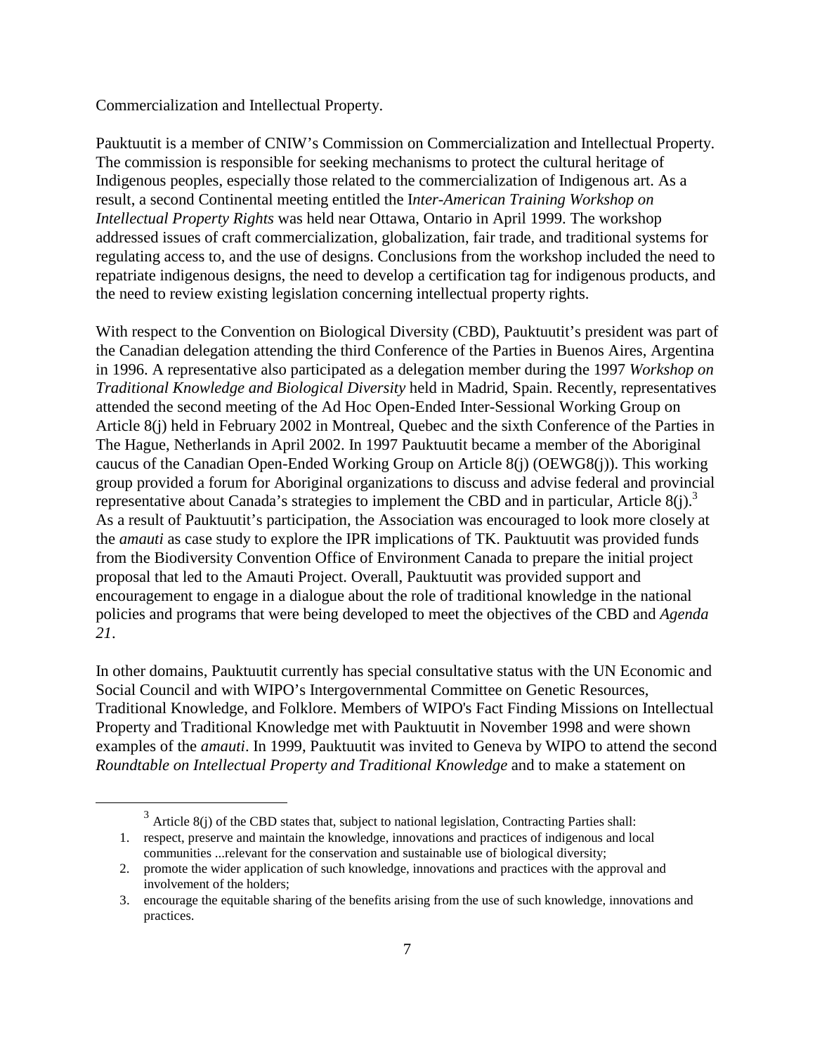Commercialization and Intellectual Property.

Pauktuutit is a member of CNIW's Commission on Commercialization and Intellectual Property. The commission is responsible for seeking mechanisms to protect the cultural heritage of Indigenous peoples, especially those related to the commercialization of Indigenous art. As a result, a second Continental meeting entitled the *Inter-American Training Workshop on Intellectual Property Rights* was held near Ottawa, Ontario in April 1999. The workshop addressed issues of craft commercialization, globalization, fair trade, and traditional systems for regulating access to, and the use of designs. Conclusions from the workshop included the need to repatriate indigenous designs, the need to develop a certification tag for indigenous products, and the need to review existing legislation concerning intellectual property rights.

With respect to the Convention on Biological Diversity (CBD), Pauktuutit's president was part of the Canadian delegation attending the third Conference of the Parties in Buenos Aires, Argentina in 1996. A representative also participated as a delegation member during the 1997 *Workshop on Traditional Knowledge and Biological Diversity* held in Madrid, Spain. Recently, representatives attended the second meeting of the Ad Hoc Open-Ended Inter-Sessional Working Group on Article 8(j) held in February 2002 in Montreal, Quebec and the sixth Conference of the Parties in The Hague, Netherlands in April 2002. In 1997 Pauktuutit became a member of the Aboriginal caucus of the Canadian Open-Ended Working Group on Article 8(j) (OEWG8(j)). This working group provided a forum for Aboriginal organizations to discuss and advise federal and provincial representative about Canada's strategies to implement the CBD and in particular, Article 8(j).[3] As a result of Pauktuutit's participation, the Association was encouraged to look more closely at the *amauti* as case study to explore the IPR implications of TK. Pauktuutit was provided funds from the Biodiversity Convention Office of Environment Canada to prepare the initial project proposal that led to the Amauti Project. Overall, Pauktuutit was provided support and encouragement to engage in a dialogue about the role of traditional knowledge in the national policies and programs that were being developed to meet the objectives of the CBD and *Agenda 21*.

In other domains, Pauktuutit currently has special consultative status with the UN Economic and Social Council and with WIPO's Intergovernmental Committee on Genetic Resources, Traditional Knowledge, and Folklore. Members of WIPO's Fact Finding Missions on Intellectual Property and Traditional Knowledge met with Pauktuutit in November 1998 and were shown examples of the *amauti*. In 1999, Pauktuutit was invited to Geneva by WIPO to attend the second *Roundtable on Intellectual Property and Traditional Knowledge* and to make a statement on

---

[3] Article 8(j) of the CBD states that, subject to national legislation, Contracting Parties shall:

1. respect, preserve and maintain the knowledge, innovations and practices of indigenous and local communities ...relevant for the conservation and sustainable use of biological diversity;
2. promote the wider application of such knowledge, innovations and practices with the approval and involvement of the holders;
3. encourage the equitable sharing of the benefits arising from the use of such knowledge, innovations and practices.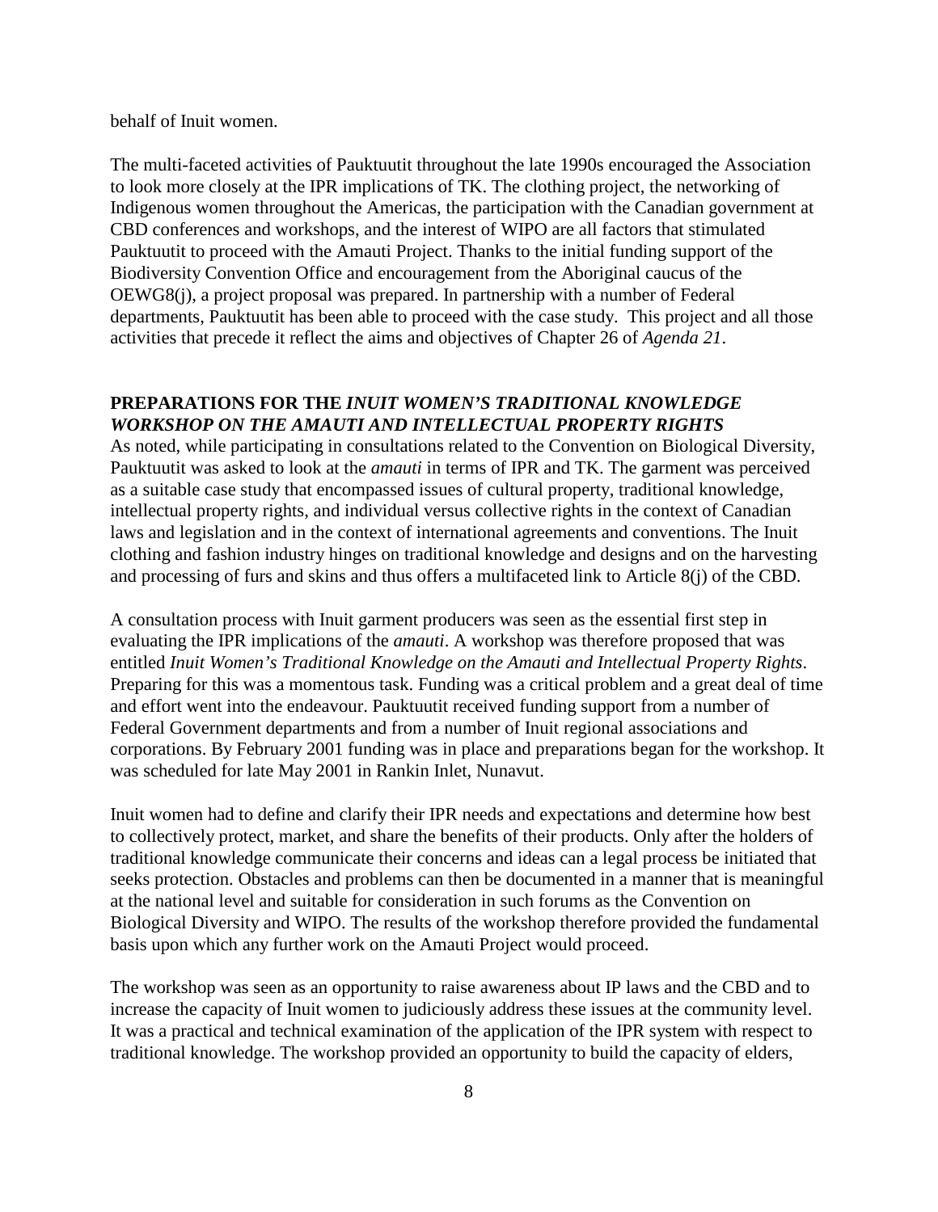behalf of Inuit women.

The multi-faceted activities of Pauktuutit throughout the late 1990s encouraged the Association to look more closely at the IPR implications of TK. The clothing project, the networking of Indigenous women throughout the Americas, the participation with the Canadian government at CBD conferences and workshops, and the interest of WIPO are all factors that stimulated Pauktuutit to proceed with the Amauti Project. Thanks to the initial funding support of the Biodiversity Convention Office and encouragement from the Aboriginal caucus of the OEWG8(j), a project proposal was prepared. In partnership with a number of Federal departments, Pauktuutit has been able to proceed with the case study. This project and all those activities that precede it reflect the aims and objectives of Chapter 26 of *Agenda 21*.

## PREPARATIONS FOR THE *INUIT WOMEN'S TRADITIONAL KNOWLEDGE WORKSHOP ON THE AMAUTI AND INTELLECTUAL PROPERTY RIGHTS*

As noted, while participating in consultations related to the Convention on Biological Diversity, Pauktuutit was asked to look at the *amauti* in terms of IPR and TK. The garment was perceived as a suitable case study that encompassed issues of cultural property, traditional knowledge, intellectual property rights, and individual versus collective rights in the context of Canadian laws and legislation and in the context of international agreements and conventions. The Inuit clothing and fashion industry hinges on traditional knowledge and designs and on the harvesting and processing of furs and skins and thus offers a multifaceted link to Article 8(j) of the CBD.

A consultation process with Inuit garment producers was seen as the essential first step in evaluating the IPR implications of the *amauti*. A workshop was therefore proposed that was entitled *Inuit Women's Traditional Knowledge on the Amauti and Intellectual Property Rights*. Preparing for this was a momentous task. Funding was a critical problem and a great deal of time and effort went into the endeavour. Pauktuutit received funding support from a number of Federal Government departments and from a number of Inuit regional associations and corporations. By February 2001 funding was in place and preparations began for the workshop. It was scheduled for late May 2001 in Rankin Inlet, Nunavut.

Inuit women had to define and clarify their IPR needs and expectations and determine how best to collectively protect, market, and share the benefits of their products. Only after the holders of traditional knowledge communicate their concerns and ideas can a legal process be initiated that seeks protection. Obstacles and problems can then be documented in a manner that is meaningful at the national level and suitable for consideration in such forums as the Convention on Biological Diversity and WIPO. The results of the workshop therefore provided the fundamental basis upon which any further work on the Amauti Project would proceed.

The workshop was seen as an opportunity to raise awareness about IP laws and the CBD and to increase the capacity of Inuit women to judiciously address these issues at the community level. It was a practical and technical examination of the application of the IPR system with respect to traditional knowledge. The workshop provided an opportunity to build the capacity of elders,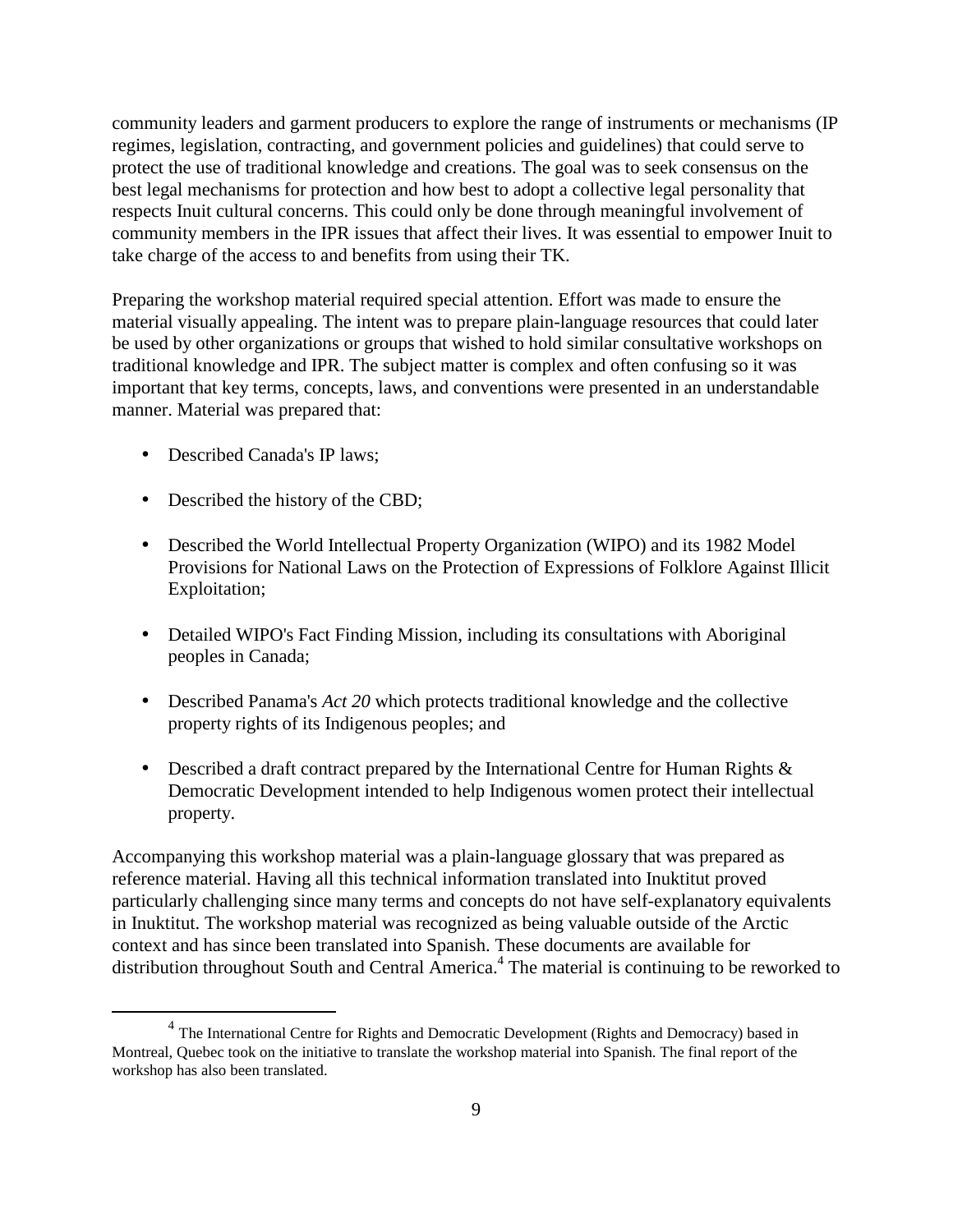community leaders and garment producers to explore the range of instruments or mechanisms (IP regimes, legislation, contracting, and government policies and guidelines) that could serve to protect the use of traditional knowledge and creations. The goal was to seek consensus on the best legal mechanisms for protection and how best to adopt a collective legal personality that respects Inuit cultural concerns. This could only be done through meaningful involvement of community members in the IPR issues that affect their lives. It was essential to empower Inuit to take charge of the access to and benefits from using their TK.

Preparing the workshop material required special attention. Effort was made to ensure the material visually appealing. The intent was to prepare plain-language resources that could later be used by other organizations or groups that wished to hold similar consultative workshops on traditional knowledge and IPR. The subject matter is complex and often confusing so it was important that key terms, concepts, laws, and conventions were presented in an understandable manner. Material was prepared that:

- Described Canada's IP laws;
- Described the history of the CBD;
- Described the World Intellectual Property Organization (WIPO) and its 1982 Model Provisions for National Laws on the Protection of Expressions of Folklore Against Illicit Exploitation;
- Detailed WIPO's Fact Finding Mission, including its consultations with Aboriginal peoples in Canada;
- Described Panama's *Act 20* which protects traditional knowledge and the collective property rights of its Indigenous peoples; and
- Described a draft contract prepared by the International Centre for Human Rights & Democratic Development intended to help Indigenous women protect their intellectual property.

Accompanying this workshop material was a plain-language glossary that was prepared as reference material. Having all this technical information translated into Inuktitut proved particularly challenging since many terms and concepts do not have self-explanatory equivalents in Inuktitut. The workshop material was recognized as being valuable outside of the Arctic context and has since been translated into Spanish. These documents are available for distribution throughout South and Central America.[4] The material is continuing to be reworked to

[4] The International Centre for Rights and Democratic Development (Rights and Democracy) based in Montreal, Quebec took on the initiative to translate the workshop material into Spanish. The final report of the workshop has also been translated.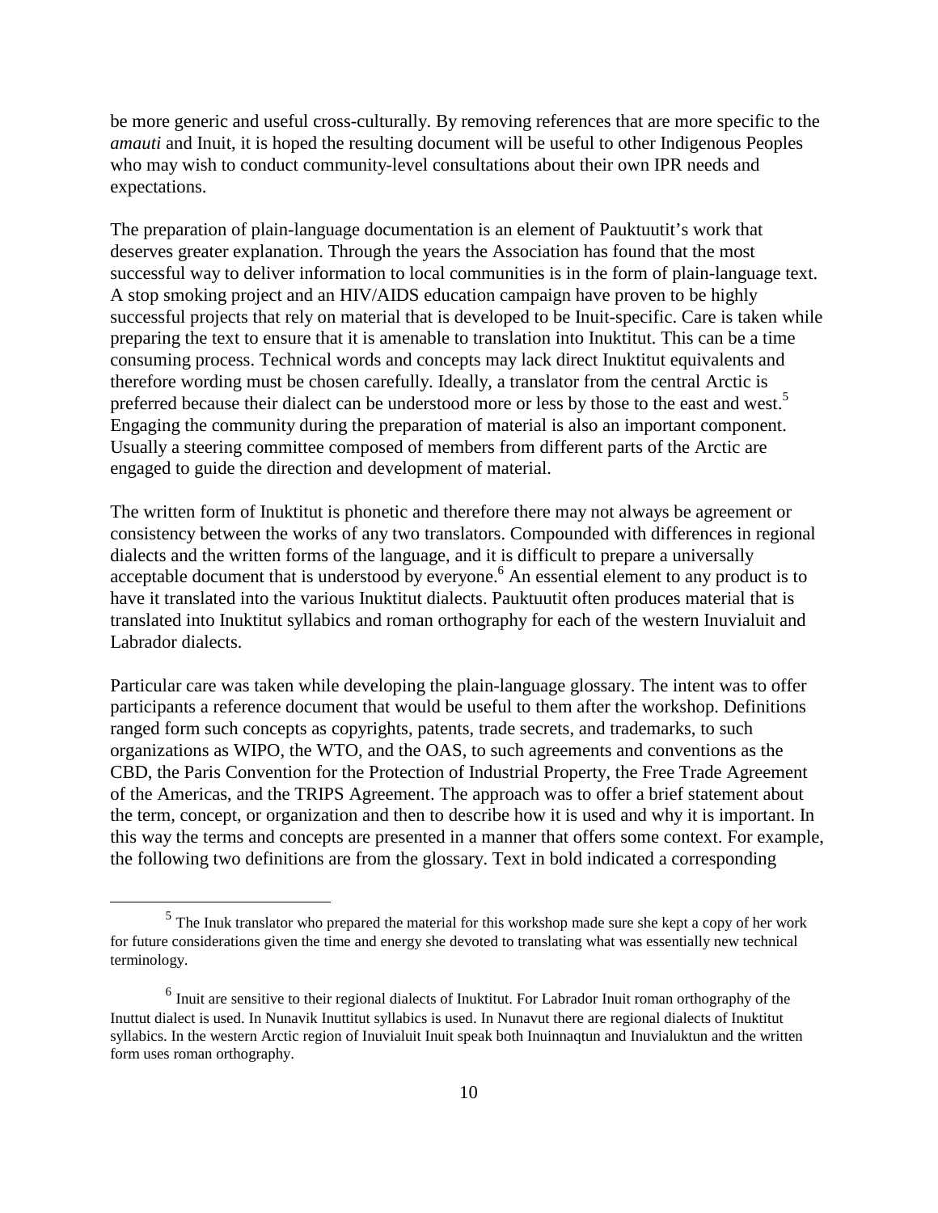be more generic and useful cross-culturally. By removing references that are more specific to the *amauti* and Inuit, it is hoped the resulting document will be useful to other Indigenous Peoples who may wish to conduct community-level consultations about their own IPR needs and expectations.

The preparation of plain-language documentation is an element of Pauktuutit's work that deserves greater explanation. Through the years the Association has found that the most successful way to deliver information to local communities is in the form of plain-language text. A stop smoking project and an HIV/AIDS education campaign have proven to be highly successful projects that rely on material that is developed to be Inuit-specific. Care is taken while preparing the text to ensure that it is amenable to translation into Inuktitut. This can be a time consuming process. Technical words and concepts may lack direct Inuktitut equivalents and therefore wording must be chosen carefully. Ideally, a translator from the central Arctic is preferred because their dialect can be understood more or less by those to the east and west.[5] Engaging the community during the preparation of material is also an important component. Usually a steering committee composed of members from different parts of the Arctic are engaged to guide the direction and development of material.

The written form of Inuktitut is phonetic and therefore there may not always be agreement or consistency between the works of any two translators. Compounded with differences in regional dialects and the written forms of the language, and it is difficult to prepare a universally acceptable document that is understood by everyone.[6] An essential element to any product is to have it translated into the various Inuktitut dialects. Pauktuutit often produces material that is translated into Inuktitut syllabics and roman orthography for each of the western Inuvialuit and Labrador dialects.

Particular care was taken while developing the plain-language glossary. The intent was to offer participants a reference document that would be useful to them after the workshop. Definitions ranged form such concepts as copyrights, patents, trade secrets, and trademarks, to such organizations as WIPO, the WTO, and the OAS, to such agreements and conventions as the CBD, the Paris Convention for the Protection of Industrial Property, the Free Trade Agreement of the Americas, and the TRIPS Agreement. The approach was to offer a brief statement about the term, concept, or organization and then to describe how it is used and why it is important. In this way the terms and concepts are presented in a manner that offers some context. For example, the following two definitions are from the glossary. Text in bold indicated a corresponding

[5] The Inuk translator who prepared the material for this workshop made sure she kept a copy of her work for future considerations given the time and energy she devoted to translating what was essentially new technical terminology.

[6] Inuit are sensitive to their regional dialects of Inuktitut. For Labrador Inuit roman orthography of the Inuttut dialect is used. In Nunavik Inuttitut syllabics is used. In Nunavut there are regional dialects of Inuktitut syllabics. In the western Arctic region of Inuvialuit Inuit speak both Inuinnaqtun and Inuvialuktun and the written form uses roman orthography.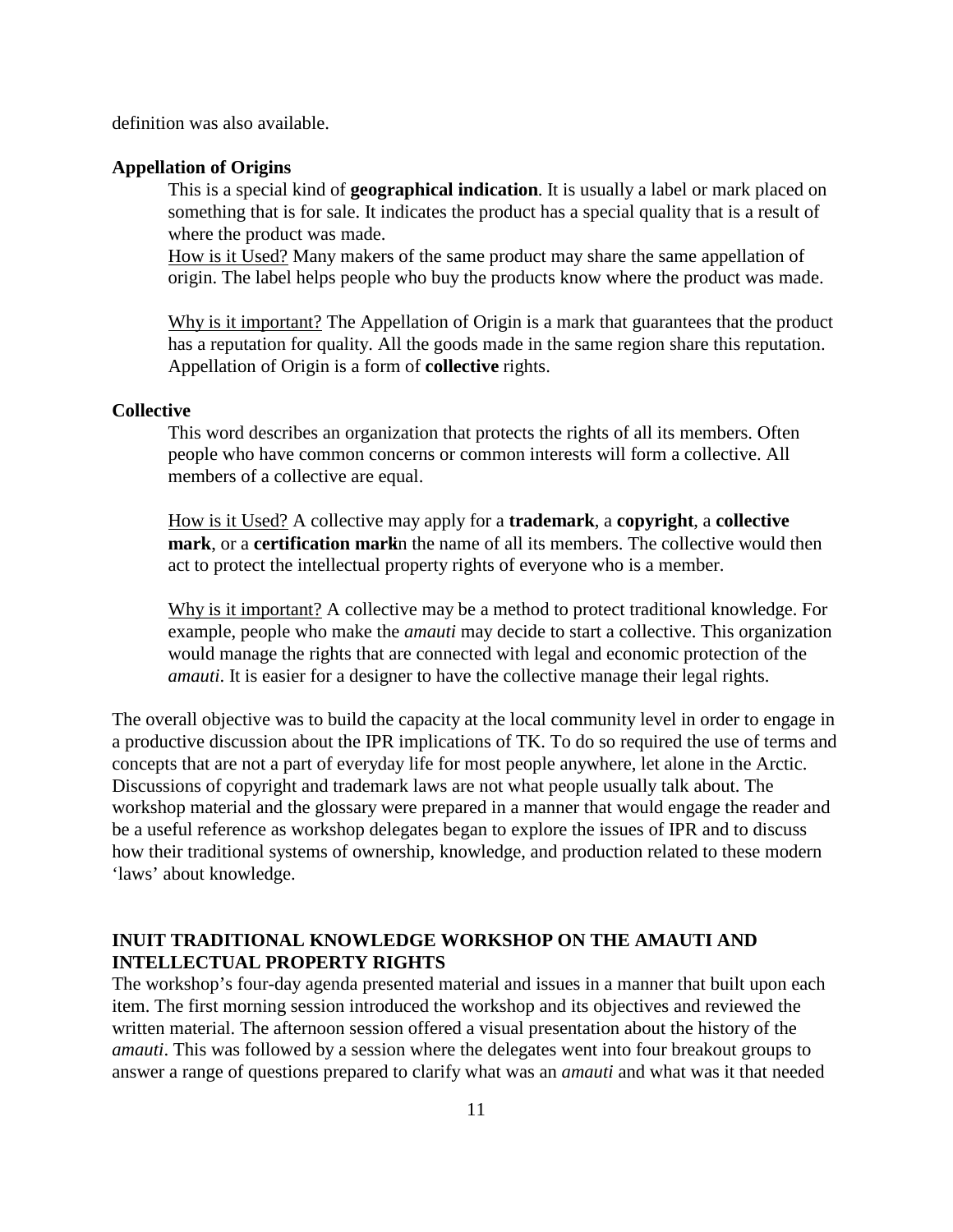definition was also available.

**Appellation of Origins**

This is a special kind of **geographical indication**. It is usually a label or mark placed on something that is for sale. It indicates the product has a special quality that is a result of where the product was made.
How is it Used? Many makers of the same product may share the same appellation of origin. The label helps people who buy the products know where the product was made.

Why is it important? The Appellation of Origin is a mark that guarantees that the product has a reputation for quality. All the goods made in the same region share this reputation. Appellation of Origin is a form of **collective** rights.

**Collective**

This word describes an organization that protects the rights of all its members. Often people who have common concerns or common interests will form a collective. All members of a collective are equal.

How is it Used? A collective may apply for a **trademark**, a **copyright**, a **collective mark**, or a **certification mark** in the name of all its members. The collective would then act to protect the intellectual property rights of everyone who is a member.

Why is it important? A collective may be a method to protect traditional knowledge. For example, people who make the *amauti* may decide to start a collective. This organization would manage the rights that are connected with legal and economic protection of the *amauti*. It is easier for a designer to have the collective manage their legal rights.

The overall objective was to build the capacity at the local community level in order to engage in a productive discussion about the IPR implications of TK. To do so required the use of terms and concepts that are not a part of everyday life for most people anywhere, let alone in the Arctic. Discussions of copyright and trademark laws are not what people usually talk about. The workshop material and the glossary were prepared in a manner that would engage the reader and be a useful reference as workshop delegates began to explore the issues of IPR and to discuss how their traditional systems of ownership, knowledge, and production related to these modern 'laws' about knowledge.

## INUIT TRADITIONAL KNOWLEDGE WORKSHOP ON THE AMAUTI AND INTELLECTUAL PROPERTY RIGHTS

The workshop's four-day agenda presented material and issues in a manner that built upon each item. The first morning session introduced the workshop and its objectives and reviewed the written material. The afternoon session offered a visual presentation about the history of the *amauti*. This was followed by a session where the delegates went into four breakout groups to answer a range of questions prepared to clarify what was an *amauti* and what was it that needed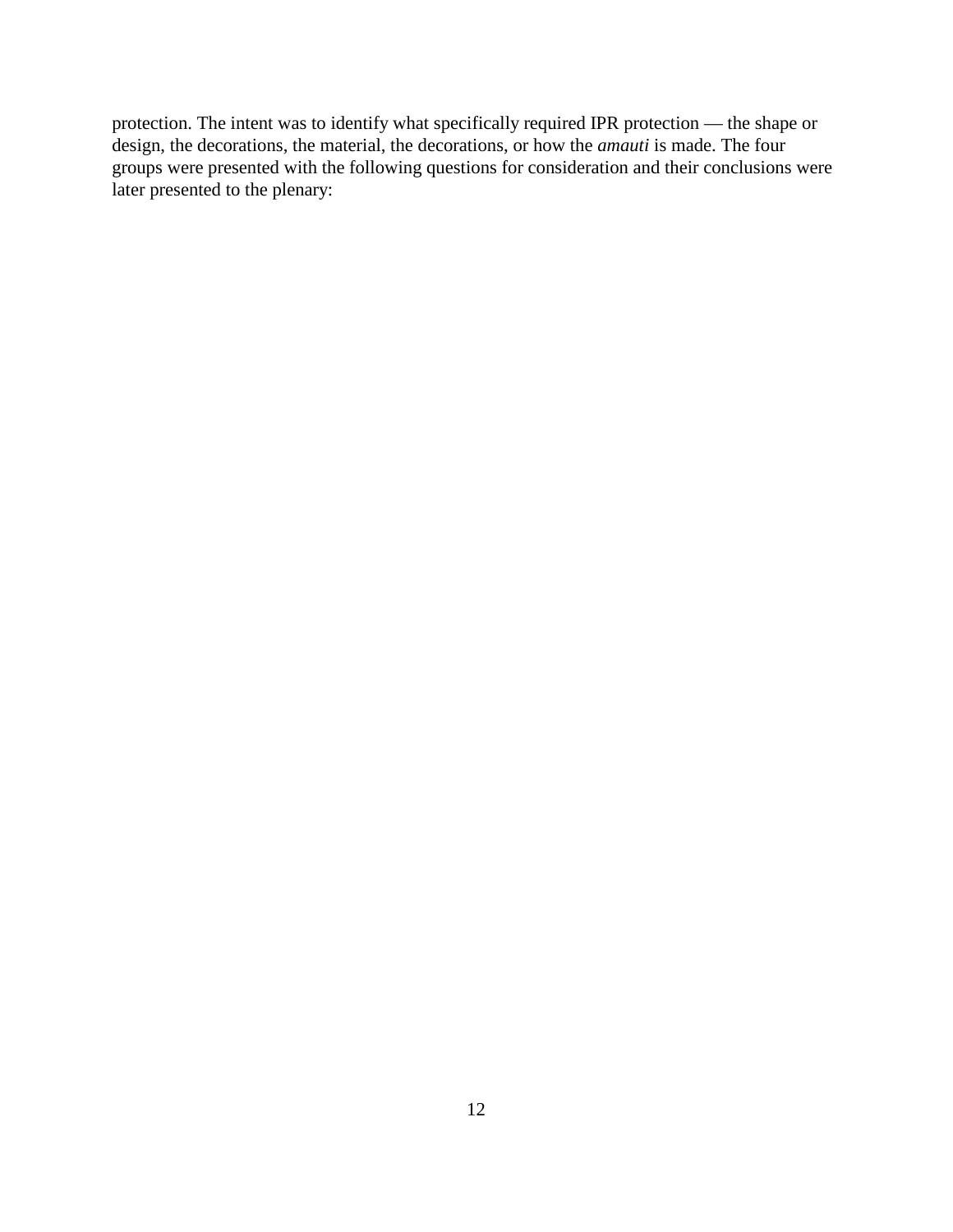protection. The intent was to identify what specifically required IPR protection — the shape or design, the decorations, the material, the decorations, or how the *amauti* is made. The four groups were presented with the following questions for consideration and their conclusions were later presented to the plenary: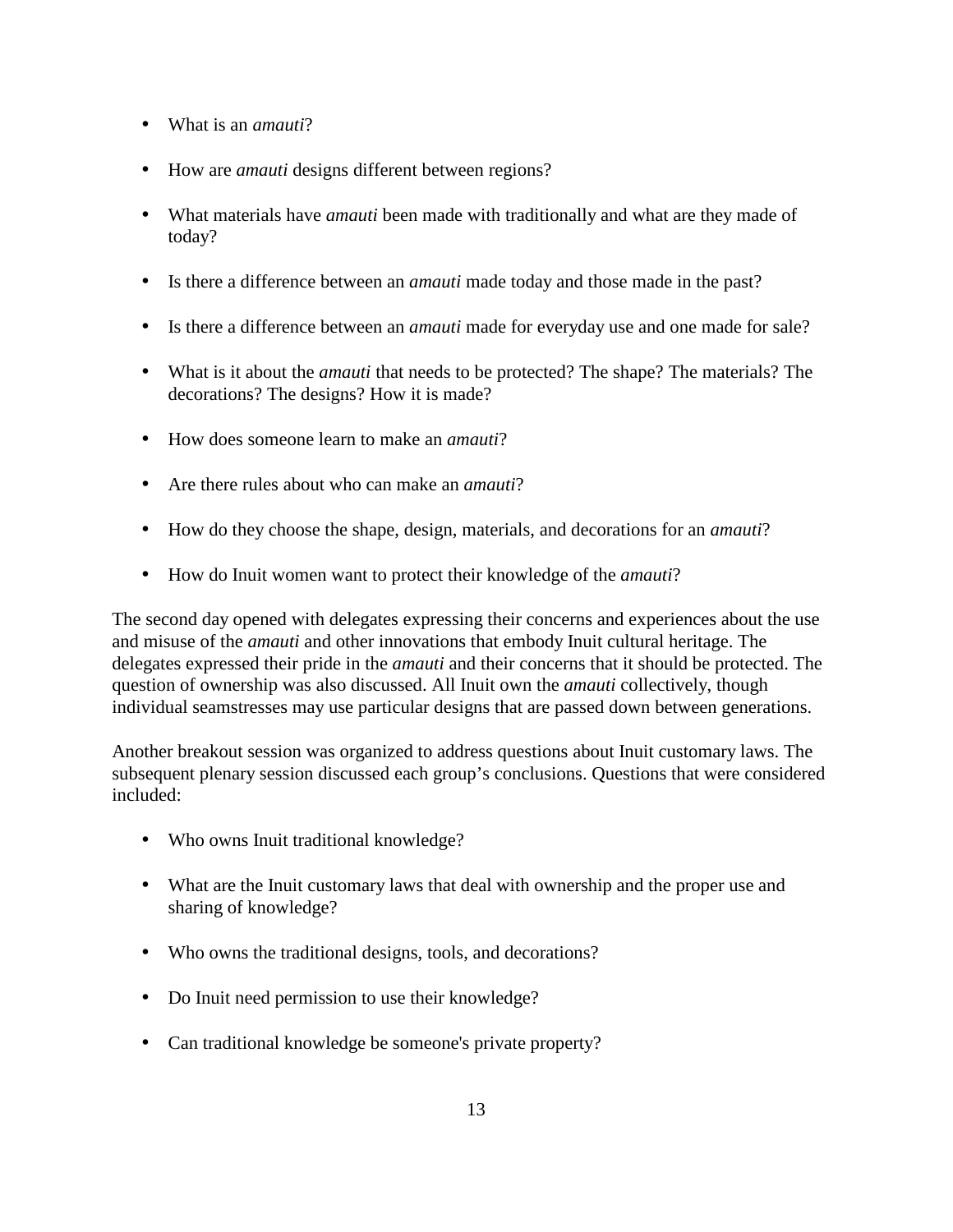- What is an *amauti*?
- How are *amauti* designs different between regions?
- What materials have *amauti* been made with traditionally and what are they made of today?
- Is there a difference between an *amauti* made today and those made in the past?
- Is there a difference between an *amauti* made for everyday use and one made for sale?
- What is it about the *amauti* that needs to be protected? The shape? The materials? The decorations? The designs? How it is made?
- How does someone learn to make an *amauti*?
- Are there rules about who can make an *amauti*?
- How do they choose the shape, design, materials, and decorations for an *amauti*?
- How do Inuit women want to protect their knowledge of the *amauti*?

The second day opened with delegates expressing their concerns and experiences about the use and misuse of the *amauti* and other innovations that embody Inuit cultural heritage. The delegates expressed their pride in the *amauti* and their concerns that it should be protected. The question of ownership was also discussed. All Inuit own the *amauti* collectively, though individual seamstresses may use particular designs that are passed down between generations.

Another breakout session was organized to address questions about Inuit customary laws. The subsequent plenary session discussed each group's conclusions. Questions that were considered included:

- Who owns Inuit traditional knowledge?
- What are the Inuit customary laws that deal with ownership and the proper use and sharing of knowledge?
- Who owns the traditional designs, tools, and decorations?
- Do Inuit need permission to use their knowledge?
- Can traditional knowledge be someone's private property?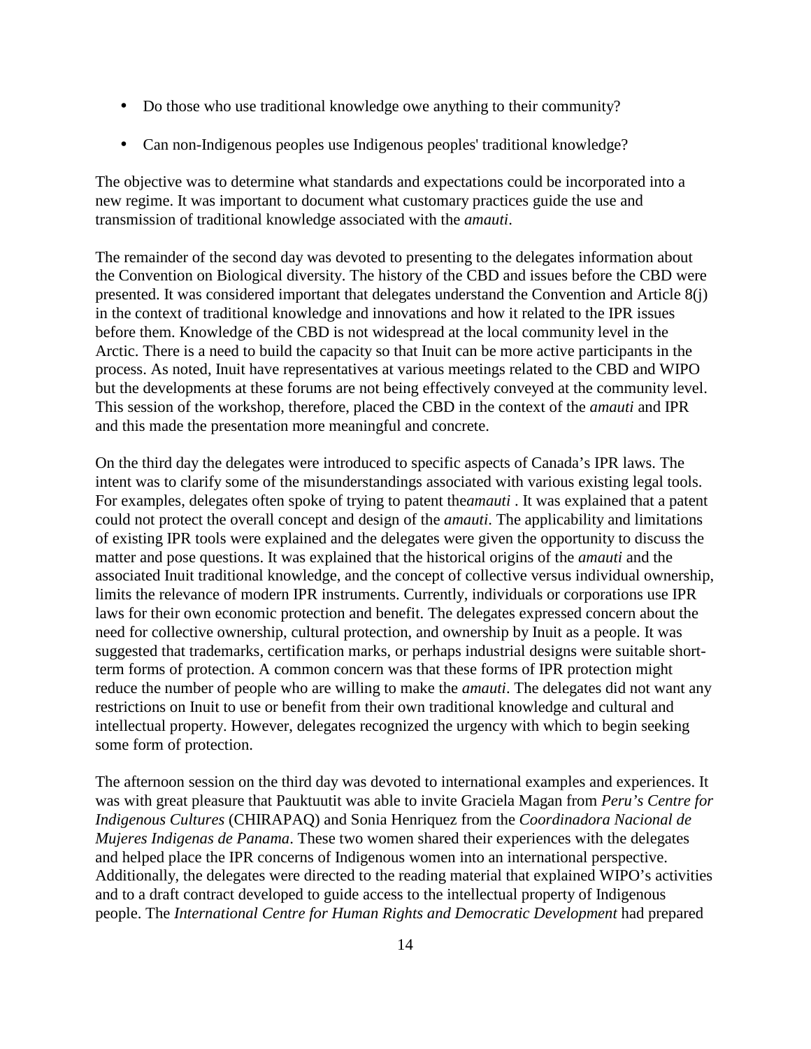- Do those who use traditional knowledge owe anything to their community?
- Can non-Indigenous peoples use Indigenous peoples' traditional knowledge?

The objective was to determine what standards and expectations could be incorporated into a new regime. It was important to document what customary practices guide the use and transmission of traditional knowledge associated with the *amauti*.

The remainder of the second day was devoted to presenting to the delegates information about the Convention on Biological diversity. The history of the CBD and issues before the CBD were presented. It was considered important that delegates understand the Convention and Article 8(j) in the context of traditional knowledge and innovations and how it related to the IPR issues before them. Knowledge of the CBD is not widespread at the local community level in the Arctic. There is a need to build the capacity so that Inuit can be more active participants in the process. As noted, Inuit have representatives at various meetings related to the CBD and WIPO but the developments at these forums are not being effectively conveyed at the community level. This session of the workshop, therefore, placed the CBD in the context of the *amauti* and IPR and this made the presentation more meaningful and concrete.

On the third day the delegates were introduced to specific aspects of Canada's IPR laws. The intent was to clarify some of the misunderstandings associated with various existing legal tools. For examples, delegates often spoke of trying to patent the*amauti* . It was explained that a patent could not protect the overall concept and design of the *amauti*. The applicability and limitations of existing IPR tools were explained and the delegates were given the opportunity to discuss the matter and pose questions. It was explained that the historical origins of the *amauti* and the associated Inuit traditional knowledge, and the concept of collective versus individual ownership, limits the relevance of modern IPR instruments. Currently, individuals or corporations use IPR laws for their own economic protection and benefit. The delegates expressed concern about the need for collective ownership, cultural protection, and ownership by Inuit as a people. It was suggested that trademarks, certification marks, or perhaps industrial designs were suitable short-term forms of protection. A common concern was that these forms of IPR protection might reduce the number of people who are willing to make the *amauti*. The delegates did not want any restrictions on Inuit to use or benefit from their own traditional knowledge and cultural and intellectual property. However, delegates recognized the urgency with which to begin seeking some form of protection.

The afternoon session on the third day was devoted to international examples and experiences. It was with great pleasure that Pauktuutit was able to invite Graciela Magan from *Peru's Centre for Indigenous Cultures* (CHIRAPAQ) and Sonia Henriquez from the *Coordinadora Nacional de Mujeres Indigenas de Panama*. These two women shared their experiences with the delegates and helped place the IPR concerns of Indigenous women into an international perspective. Additionally, the delegates were directed to the reading material that explained WIPO's activities and to a draft contract developed to guide access to the intellectual property of Indigenous people. The *International Centre for Human Rights and Democratic Development* had prepared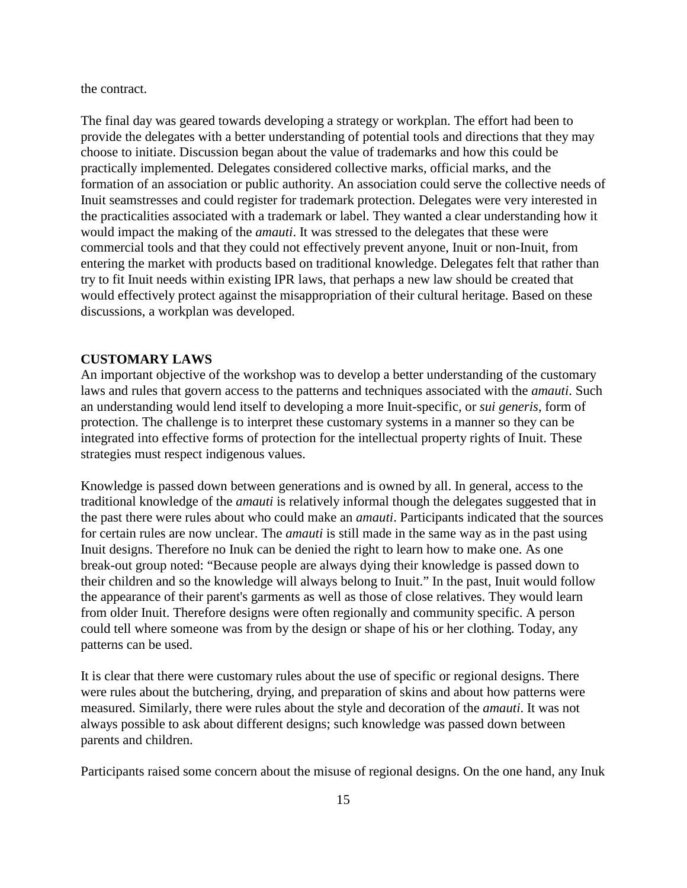the contract.

The final day was geared towards developing a strategy or workplan. The effort had been to provide the delegates with a better understanding of potential tools and directions that they may choose to initiate. Discussion began about the value of trademarks and how this could be practically implemented. Delegates considered collective marks, official marks, and the formation of an association or public authority. An association could serve the collective needs of Inuit seamstresses and could register for trademark protection. Delegates were very interested in the practicalities associated with a trademark or label. They wanted a clear understanding how it would impact the making of the *amauti*. It was stressed to the delegates that these were commercial tools and that they could not effectively prevent anyone, Inuit or non-Inuit, from entering the market with products based on traditional knowledge. Delegates felt that rather than try to fit Inuit needs within existing IPR laws, that perhaps a new law should be created that would effectively protect against the misappropriation of their cultural heritage. Based on these discussions, a workplan was developed.

## CUSTOMARY LAWS

An important objective of the workshop was to develop a better understanding of the customary laws and rules that govern access to the patterns and techniques associated with the *amauti*. Such an understanding would lend itself to developing a more Inuit-specific, or *sui generis*, form of protection. The challenge is to interpret these customary systems in a manner so they can be integrated into effective forms of protection for the intellectual property rights of Inuit. These strategies must respect indigenous values.

Knowledge is passed down between generations and is owned by all. In general, access to the traditional knowledge of the *amauti* is relatively informal though the delegates suggested that in the past there were rules about who could make an *amauti*. Participants indicated that the sources for certain rules are now unclear. The *amauti* is still made in the same way as in the past using Inuit designs. Therefore no Inuk can be denied the right to learn how to make one. As one break-out group noted: “Because people are always dying their knowledge is passed down to their children and so the knowledge will always belong to Inuit.” In the past, Inuit would follow the appearance of their parent's garments as well as those of close relatives. They would learn from older Inuit. Therefore designs were often regionally and community specific. A person could tell where someone was from by the design or shape of his or her clothing. Today, any patterns can be used.

It is clear that there were customary rules about the use of specific or regional designs. There were rules about the butchering, drying, and preparation of skins and about how patterns were measured. Similarly, there were rules about the style and decoration of the *amauti*. It was not always possible to ask about different designs; such knowledge was passed down between parents and children.

Participants raised some concern about the misuse of regional designs. On the one hand, any Inuk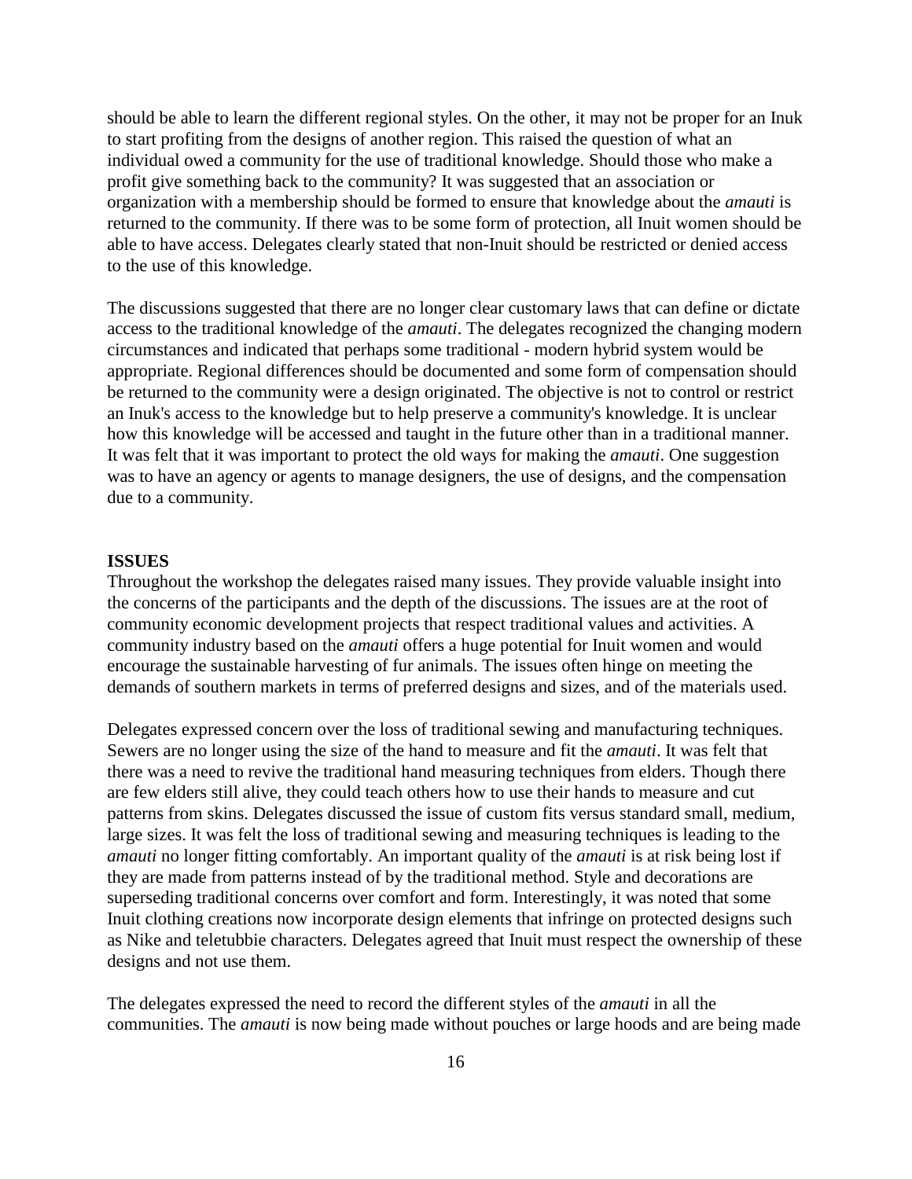should be able to learn the different regional styles. On the other, it may not be proper for an Inuk to start profiting from the designs of another region. This raised the question of what an individual owed a community for the use of traditional knowledge. Should those who make a profit give something back to the community? It was suggested that an association or organization with a membership should be formed to ensure that knowledge about the *amauti* is returned to the community. If there was to be some form of protection, all Inuit women should be able to have access. Delegates clearly stated that non-Inuit should be restricted or denied access to the use of this knowledge.

The discussions suggested that there are no longer clear customary laws that can define or dictate access to the traditional knowledge of the *amauti*. The delegates recognized the changing modern circumstances and indicated that perhaps some traditional - modern hybrid system would be appropriate. Regional differences should be documented and some form of compensation should be returned to the community were a design originated. The objective is not to control or restrict an Inuk's access to the knowledge but to help preserve a community's knowledge. It is unclear how this knowledge will be accessed and taught in the future other than in a traditional manner. It was felt that it was important to protect the old ways for making the *amauti*. One suggestion was to have an agency or agents to manage designers, the use of designs, and the compensation due to a community.

**ISSUES**

Throughout the workshop the delegates raised many issues. They provide valuable insight into the concerns of the participants and the depth of the discussions. The issues are at the root of community economic development projects that respect traditional values and activities. A community industry based on the *amauti* offers a huge potential for Inuit women and would encourage the sustainable harvesting of fur animals. The issues often hinge on meeting the demands of southern markets in terms of preferred designs and sizes, and of the materials used.

Delegates expressed concern over the loss of traditional sewing and manufacturing techniques. Sewers are no longer using the size of the hand to measure and fit the *amauti*. It was felt that there was a need to revive the traditional hand measuring techniques from elders. Though there are few elders still alive, they could teach others how to use their hands to measure and cut patterns from skins. Delegates discussed the issue of custom fits versus standard small, medium, large sizes. It was felt the loss of traditional sewing and measuring techniques is leading to the *amauti* no longer fitting comfortably. An important quality of the *amauti* is at risk being lost if they are made from patterns instead of by the traditional method. Style and decorations are superseding traditional concerns over comfort and form. Interestingly, it was noted that some Inuit clothing creations now incorporate design elements that infringe on protected designs such as Nike and teletubbie characters. Delegates agreed that Inuit must respect the ownership of these designs and not use them.

The delegates expressed the need to record the different styles of the *amauti* in all the communities. The *amauti* is now being made without pouches or large hoods and are being made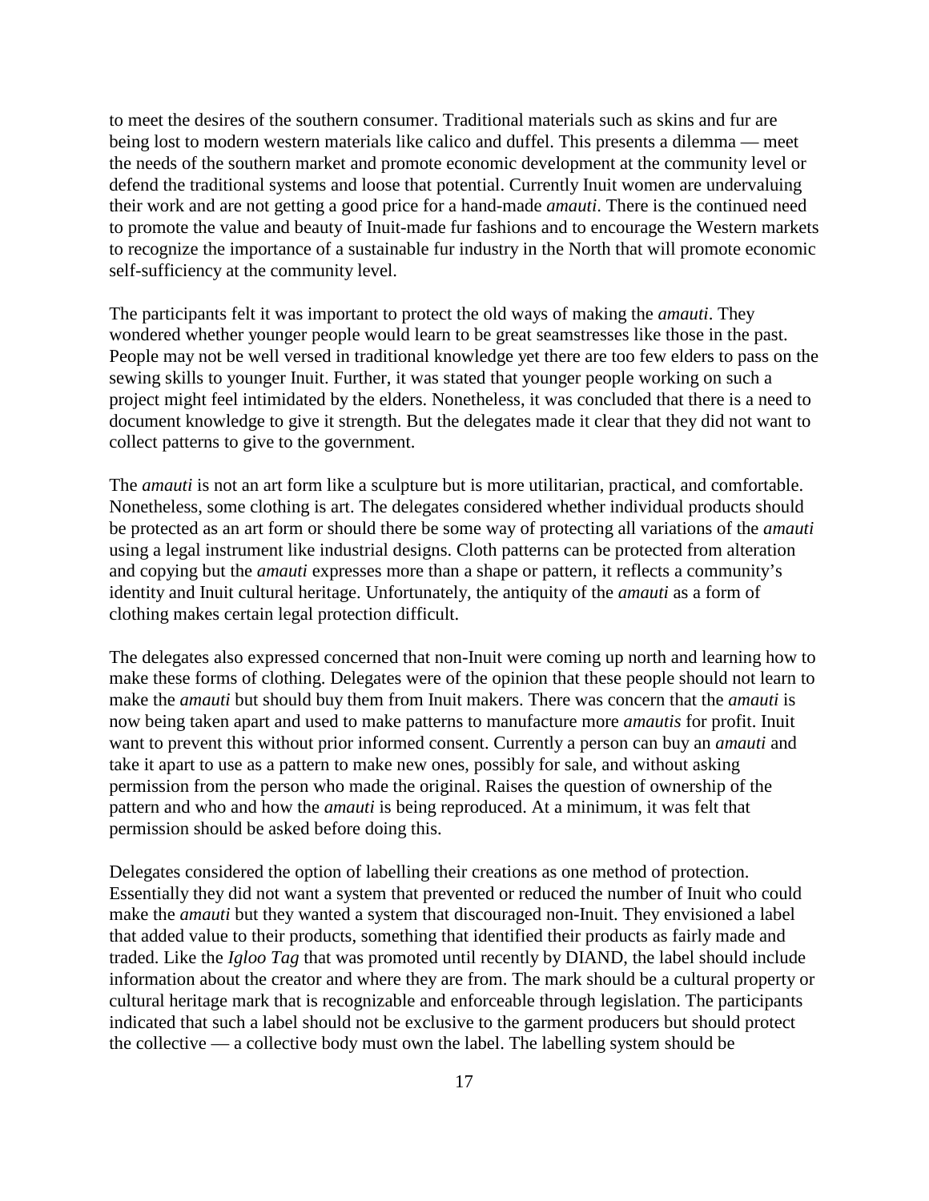to meet the desires of the southern consumer. Traditional materials such as skins and fur are being lost to modern western materials like calico and duffel. This presents a dilemma — meet the needs of the southern market and promote economic development at the community level or defend the traditional systems and loose that potential. Currently Inuit women are undervaluing their work and are not getting a good price for a hand-made *amauti*. There is the continued need to promote the value and beauty of Inuit-made fur fashions and to encourage the Western markets to recognize the importance of a sustainable fur industry in the North that will promote economic self-sufficiency at the community level.

The participants felt it was important to protect the old ways of making the *amauti*. They wondered whether younger people would learn to be great seamstresses like those in the past. People may not be well versed in traditional knowledge yet there are too few elders to pass on the sewing skills to younger Inuit. Further, it was stated that younger people working on such a project might feel intimidated by the elders. Nonetheless, it was concluded that there is a need to document knowledge to give it strength. But the delegates made it clear that they did not want to collect patterns to give to the government.

The *amauti* is not an art form like a sculpture but is more utilitarian, practical, and comfortable. Nonetheless, some clothing is art. The delegates considered whether individual products should be protected as an art form or should there be some way of protecting all variations of the *amauti* using a legal instrument like industrial designs. Cloth patterns can be protected from alteration and copying but the *amauti* expresses more than a shape or pattern, it reflects a community's identity and Inuit cultural heritage. Unfortunately, the antiquity of the *amauti* as a form of clothing makes certain legal protection difficult.

The delegates also expressed concerned that non-Inuit were coming up north and learning how to make these forms of clothing. Delegates were of the opinion that these people should not learn to make the *amauti* but should buy them from Inuit makers. There was concern that the *amauti* is now being taken apart and used to make patterns to manufacture more *amautis* for profit. Inuit want to prevent this without prior informed consent. Currently a person can buy an *amauti* and take it apart to use as a pattern to make new ones, possibly for sale, and without asking permission from the person who made the original. Raises the question of ownership of the pattern and who and how the *amauti* is being reproduced. At a minimum, it was felt that permission should be asked before doing this.

Delegates considered the option of labelling their creations as one method of protection. Essentially they did not want a system that prevented or reduced the number of Inuit who could make the *amauti* but they wanted a system that discouraged non-Inuit. They envisioned a label that added value to their products, something that identified their products as fairly made and traded. Like the *Igloo Tag* that was promoted until recently by DIAND, the label should include information about the creator and where they are from. The mark should be a cultural property or cultural heritage mark that is recognizable and enforceable through legislation. The participants indicated that such a label should not be exclusive to the garment producers but should protect the collective — a collective body must own the label. The labelling system should be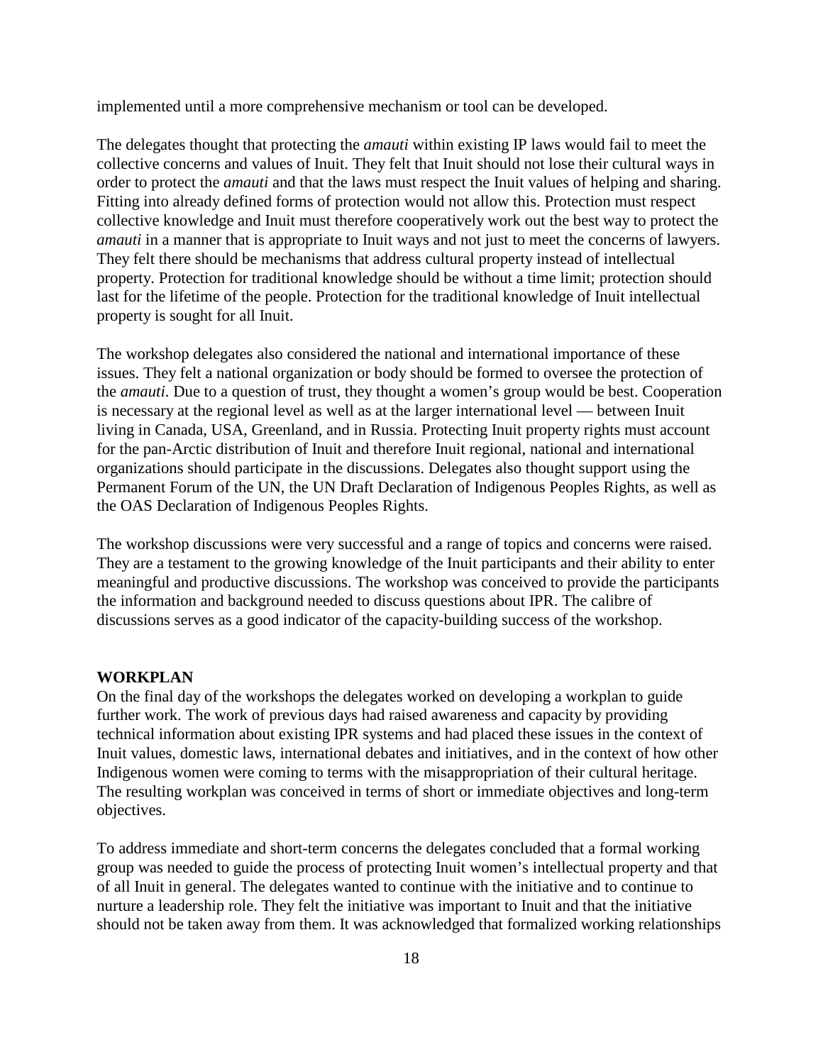implemented until a more comprehensive mechanism or tool can be developed.

The delegates thought that protecting the *amauti* within existing IP laws would fail to meet the collective concerns and values of Inuit. They felt that Inuit should not lose their cultural ways in order to protect the *amauti* and that the laws must respect the Inuit values of helping and sharing. Fitting into already defined forms of protection would not allow this. Protection must respect collective knowledge and Inuit must therefore cooperatively work out the best way to protect the *amauti* in a manner that is appropriate to Inuit ways and not just to meet the concerns of lawyers. They felt there should be mechanisms that address cultural property instead of intellectual property. Protection for traditional knowledge should be without a time limit; protection should last for the lifetime of the people. Protection for the traditional knowledge of Inuit intellectual property is sought for all Inuit.

The workshop delegates also considered the national and international importance of these issues. They felt a national organization or body should be formed to oversee the protection of the *amauti*. Due to a question of trust, they thought a women's group would be best. Cooperation is necessary at the regional level as well as at the larger international level — between Inuit living in Canada, USA, Greenland, and in Russia. Protecting Inuit property rights must account for the pan-Arctic distribution of Inuit and therefore Inuit regional, national and international organizations should participate in the discussions. Delegates also thought support using the Permanent Forum of the UN, the UN Draft Declaration of Indigenous Peoples Rights, as well as the OAS Declaration of Indigenous Peoples Rights.

The workshop discussions were very successful and a range of topics and concerns were raised. They are a testament to the growing knowledge of the Inuit participants and their ability to enter meaningful and productive discussions. The workshop was conceived to provide the participants the information and background needed to discuss questions about IPR. The calibre of discussions serves as a good indicator of the capacity-building success of the workshop.

## WORKPLAN

On the final day of the workshops the delegates worked on developing a workplan to guide further work. The work of previous days had raised awareness and capacity by providing technical information about existing IPR systems and had placed these issues in the context of Inuit values, domestic laws, international debates and initiatives, and in the context of how other Indigenous women were coming to terms with the misappropriation of their cultural heritage. The resulting workplan was conceived in terms of short or immediate objectives and long-term objectives.

To address immediate and short-term concerns the delegates concluded that a formal working group was needed to guide the process of protecting Inuit women's intellectual property and that of all Inuit in general. The delegates wanted to continue with the initiative and to continue to nurture a leadership role. They felt the initiative was important to Inuit and that the initiative should not be taken away from them. It was acknowledged that formalized working relationships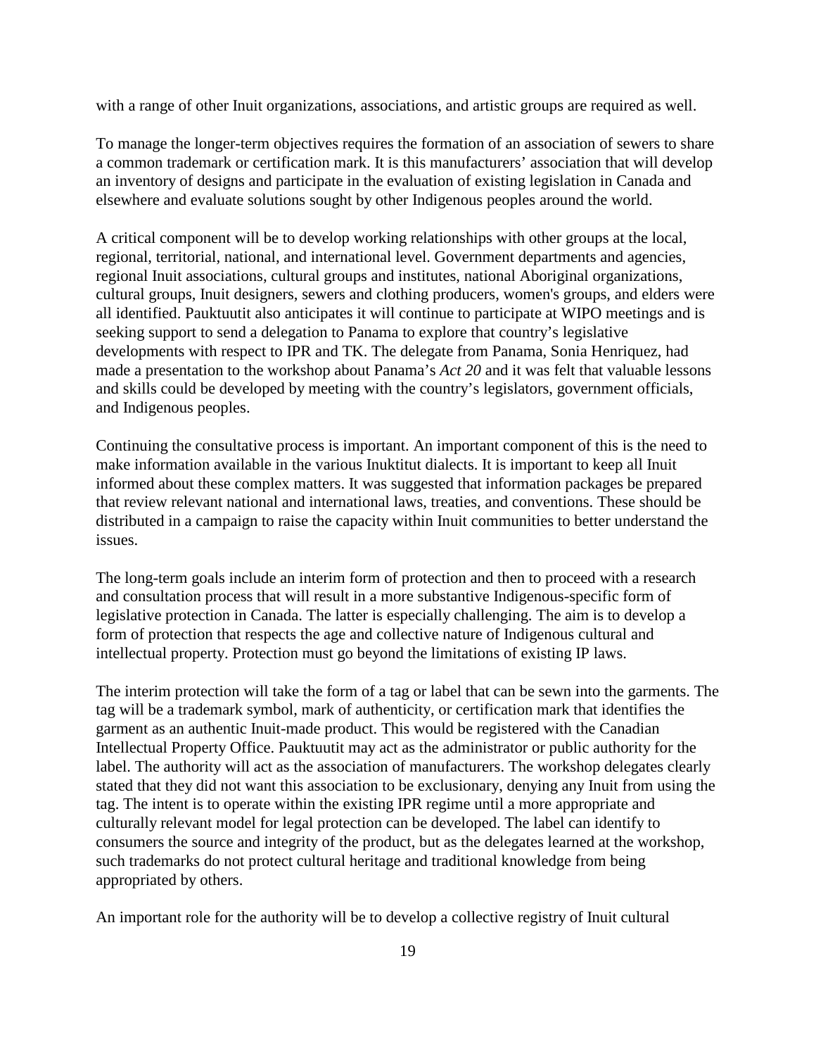with a range of other Inuit organizations, associations, and artistic groups are required as well.

To manage the longer-term objectives requires the formation of an association of sewers to share a common trademark or certification mark. It is this manufacturers' association that will develop an inventory of designs and participate in the evaluation of existing legislation in Canada and elsewhere and evaluate solutions sought by other Indigenous peoples around the world.

A critical component will be to develop working relationships with other groups at the local, regional, territorial, national, and international level. Government departments and agencies, regional Inuit associations, cultural groups and institutes, national Aboriginal organizations, cultural groups, Inuit designers, sewers and clothing producers, women's groups, and elders were all identified. Pauktuutit also anticipates it will continue to participate at WIPO meetings and is seeking support to send a delegation to Panama to explore that country's legislative developments with respect to IPR and TK. The delegate from Panama, Sonia Henriquez, had made a presentation to the workshop about Panama's *Act 20* and it was felt that valuable lessons and skills could be developed by meeting with the country's legislators, government officials, and Indigenous peoples.

Continuing the consultative process is important. An important component of this is the need to make information available in the various Inuktitut dialects. It is important to keep all Inuit informed about these complex matters. It was suggested that information packages be prepared that review relevant national and international laws, treaties, and conventions. These should be distributed in a campaign to raise the capacity within Inuit communities to better understand the issues.

The long-term goals include an interim form of protection and then to proceed with a research and consultation process that will result in a more substantive Indigenous-specific form of legislative protection in Canada. The latter is especially challenging. The aim is to develop a form of protection that respects the age and collective nature of Indigenous cultural and intellectual property. Protection must go beyond the limitations of existing IP laws.

The interim protection will take the form of a tag or label that can be sewn into the garments. The tag will be a trademark symbol, mark of authenticity, or certification mark that identifies the garment as an authentic Inuit-made product. This would be registered with the Canadian Intellectual Property Office. Pauktuutit may act as the administrator or public authority for the label. The authority will act as the association of manufacturers. The workshop delegates clearly stated that they did not want this association to be exclusionary, denying any Inuit from using the tag. The intent is to operate within the existing IPR regime until a more appropriate and culturally relevant model for legal protection can be developed. The label can identify to consumers the source and integrity of the product, but as the delegates learned at the workshop, such trademarks do not protect cultural heritage and traditional knowledge from being appropriated by others.

An important role for the authority will be to develop a collective registry of Inuit cultural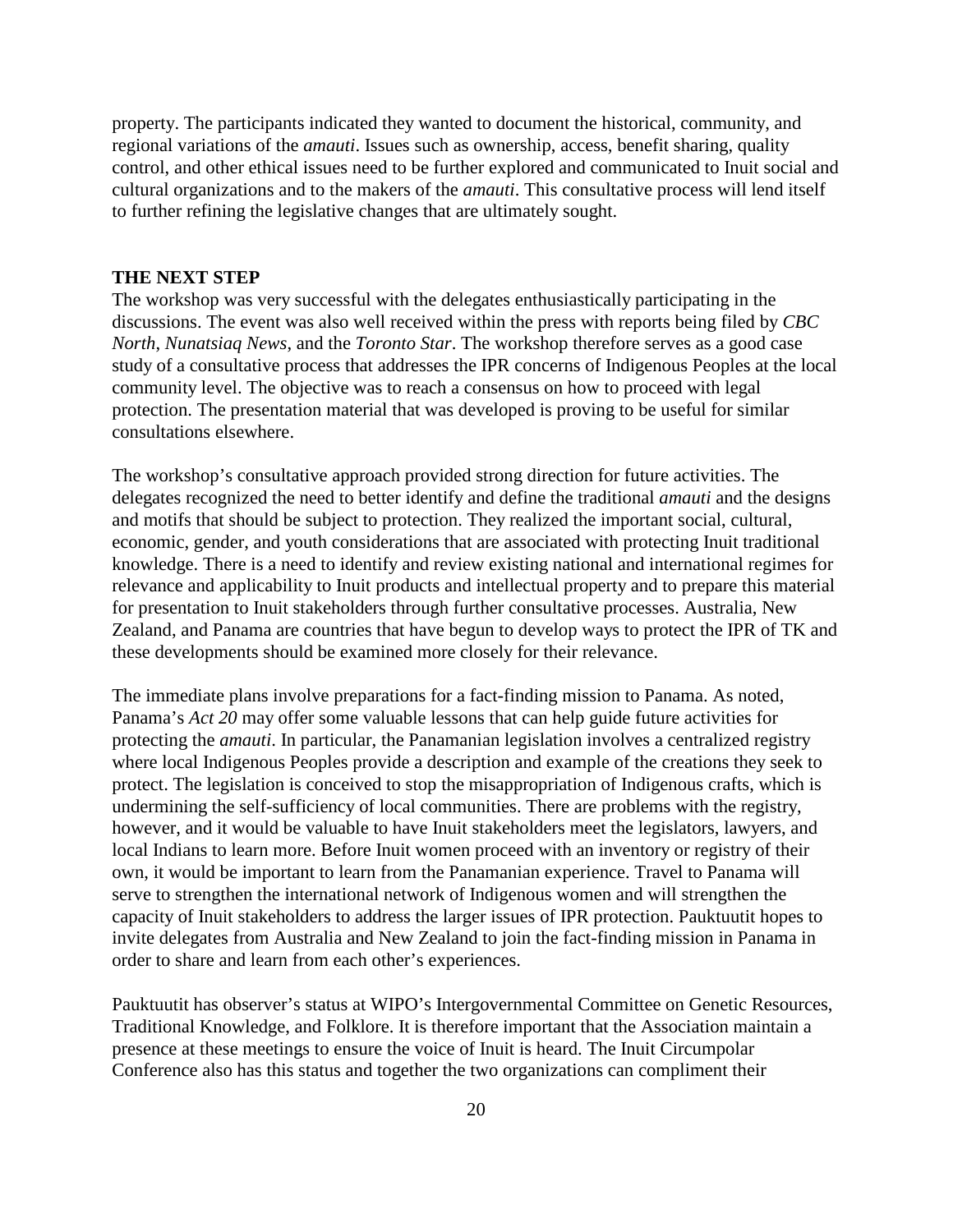property. The participants indicated they wanted to document the historical, community, and regional variations of the *amauti*. Issues such as ownership, access, benefit sharing, quality control, and other ethical issues need to be further explored and communicated to Inuit social and cultural organizations and to the makers of the *amauti*. This consultative process will lend itself to further refining the legislative changes that are ultimately sought.

## THE NEXT STEP

The workshop was very successful with the delegates enthusiastically participating in the discussions. The event was also well received within the press with reports being filed by *CBC North*, *Nunatsiaq News*, and the *Toronto Star*. The workshop therefore serves as a good case study of a consultative process that addresses the IPR concerns of Indigenous Peoples at the local community level. The objective was to reach a consensus on how to proceed with legal protection. The presentation material that was developed is proving to be useful for similar consultations elsewhere.

The workshop's consultative approach provided strong direction for future activities. The delegates recognized the need to better identify and define the traditional *amauti* and the designs and motifs that should be subject to protection. They realized the important social, cultural, economic, gender, and youth considerations that are associated with protecting Inuit traditional knowledge. There is a need to identify and review existing national and international regimes for relevance and applicability to Inuit products and intellectual property and to prepare this material for presentation to Inuit stakeholders through further consultative processes. Australia, New Zealand, and Panama are countries that have begun to develop ways to protect the IPR of TK and these developments should be examined more closely for their relevance.

The immediate plans involve preparations for a fact-finding mission to Panama. As noted, Panama's *Act 20* may offer some valuable lessons that can help guide future activities for protecting the *amauti*. In particular, the Panamanian legislation involves a centralized registry where local Indigenous Peoples provide a description and example of the creations they seek to protect. The legislation is conceived to stop the misappropriation of Indigenous crafts, which is undermining the self-sufficiency of local communities. There are problems with the registry, however, and it would be valuable to have Inuit stakeholders meet the legislators, lawyers, and local Indians to learn more. Before Inuit women proceed with an inventory or registry of their own, it would be important to learn from the Panamanian experience. Travel to Panama will serve to strengthen the international network of Indigenous women and will strengthen the capacity of Inuit stakeholders to address the larger issues of IPR protection. Pauktuutit hopes to invite delegates from Australia and New Zealand to join the fact-finding mission in Panama in order to share and learn from each other's experiences.

Pauktuutit has observer's status at WIPO's Intergovernmental Committee on Genetic Resources, Traditional Knowledge, and Folklore. It is therefore important that the Association maintain a presence at these meetings to ensure the voice of Inuit is heard. The Inuit Circumpolar Conference also has this status and together the two organizations can compliment their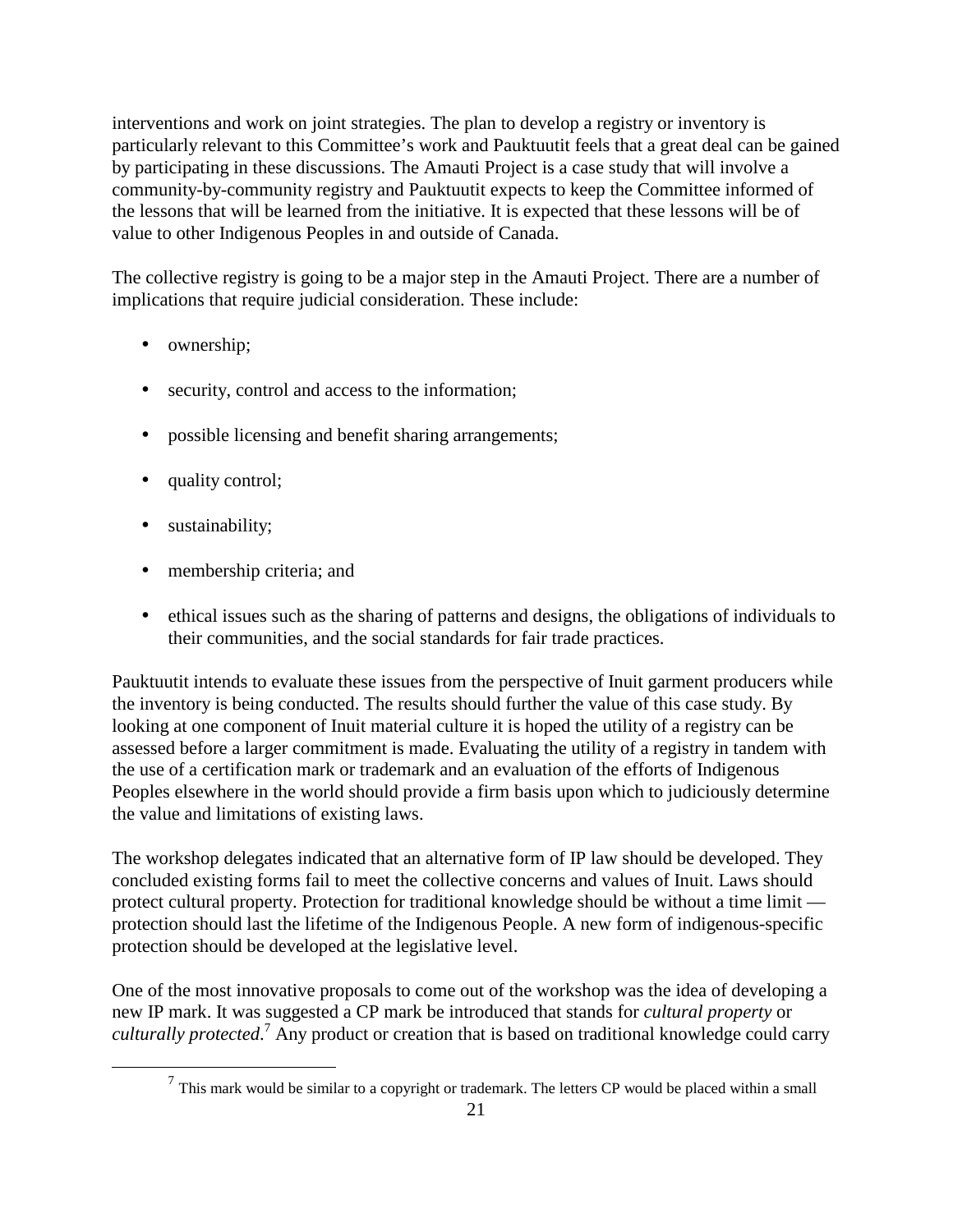interventions and work on joint strategies. The plan to develop a registry or inventory is particularly relevant to this Committee's work and Pauktuutit feels that a great deal can be gained by participating in these discussions. The Amauti Project is a case study that will involve a community-by-community registry and Pauktuutit expects to keep the Committee informed of the lessons that will be learned from the initiative. It is expected that these lessons will be of value to other Indigenous Peoples in and outside of Canada.

The collective registry is going to be a major step in the Amauti Project. There are a number of implications that require judicial consideration. These include:

- ownership;
- security, control and access to the information;
- possible licensing and benefit sharing arrangements;
- quality control;
- sustainability;
- membership criteria; and
- ethical issues such as the sharing of patterns and designs, the obligations of individuals to their communities, and the social standards for fair trade practices.

Pauktuutit intends to evaluate these issues from the perspective of Inuit garment producers while the inventory is being conducted. The results should further the value of this case study. By looking at one component of Inuit material culture it is hoped the utility of a registry can be assessed before a larger commitment is made. Evaluating the utility of a registry in tandem with the use of a certification mark or trademark and an evaluation of the efforts of Indigenous Peoples elsewhere in the world should provide a firm basis upon which to judiciously determine the value and limitations of existing laws.

The workshop delegates indicated that an alternative form of IP law should be developed. They concluded existing forms fail to meet the collective concerns and values of Inuit. Laws should protect cultural property. Protection for traditional knowledge should be without a time limit — protection should last the lifetime of the Indigenous People. A new form of indigenous-specific protection should be developed at the legislative level.

One of the most innovative proposals to come out of the workshop was the idea of developing a new IP mark. It was suggested a CP mark be introduced that stands for *cultural property* or *culturally protected*.[7] Any product or creation that is based on traditional knowledge could carry

[7] This mark would be similar to a copyright or trademark. The letters CP would be placed within a small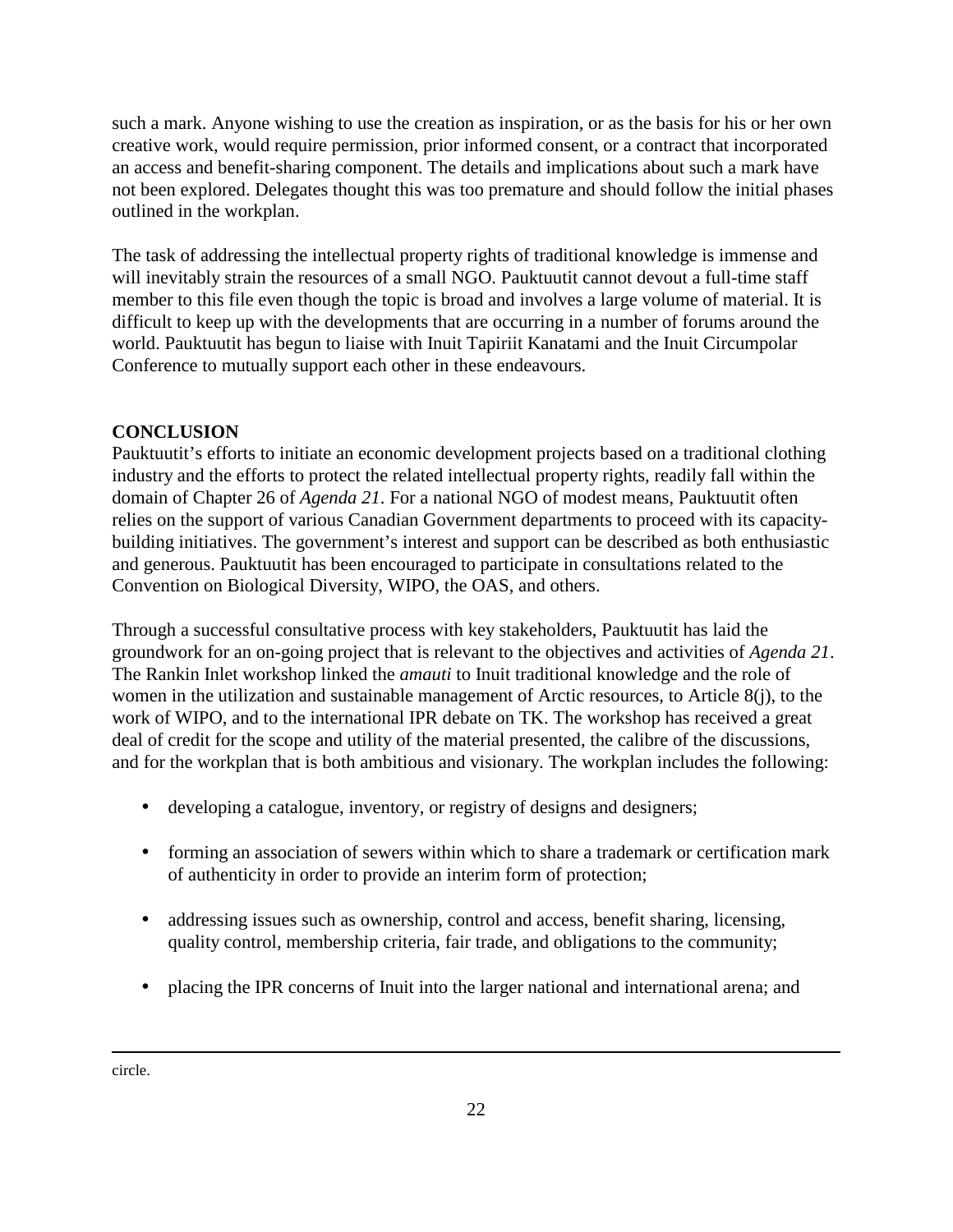such a mark. Anyone wishing to use the creation as inspiration, or as the basis for his or her own creative work, would require permission, prior informed consent, or a contract that incorporated an access and benefit-sharing component. The details and implications about such a mark have not been explored. Delegates thought this was too premature and should follow the initial phases outlined in the workplan.

The task of addressing the intellectual property rights of traditional knowledge is immense and will inevitably strain the resources of a small NGO. Pauktuutit cannot devout a full-time staff member to this file even though the topic is broad and involves a large volume of material. It is difficult to keep up with the developments that are occurring in a number of forums around the world. Pauktuutit has begun to liaise with Inuit Tapiriit Kanatami and the Inuit Circumpolar Conference to mutually support each other in these endeavours.

## CONCLUSION

Pauktuutit's efforts to initiate an economic development projects based on a traditional clothing industry and the efforts to protect the related intellectual property rights, readily fall within the domain of Chapter 26 of *Agenda 21.* For a national NGO of modest means, Pauktuutit often relies on the support of various Canadian Government departments to proceed with its capacity-building initiatives. The government's interest and support can be described as both enthusiastic and generous. Pauktuutit has been encouraged to participate in consultations related to the Convention on Biological Diversity, WIPO, the OAS, and others.

Through a successful consultative process with key stakeholders, Pauktuutit has laid the groundwork for an on-going project that is relevant to the objectives and activities of *Agenda 21*. The Rankin Inlet workshop linked the *amauti* to Inuit traditional knowledge and the role of women in the utilization and sustainable management of Arctic resources, to Article 8(j), to the work of WIPO, and to the international IPR debate on TK. The workshop has received a great deal of credit for the scope and utility of the material presented, the calibre of the discussions, and for the workplan that is both ambitious and visionary. The workplan includes the following:

- developing a catalogue, inventory, or registry of designs and designers;
- forming an association of sewers within which to share a trademark or certification mark of authenticity in order to provide an interim form of protection;
- addressing issues such as ownership, control and access, benefit sharing, licensing, quality control, membership criteria, fair trade, and obligations to the community;
- placing the IPR concerns of Inuit into the larger national and international arena; and

---

circle.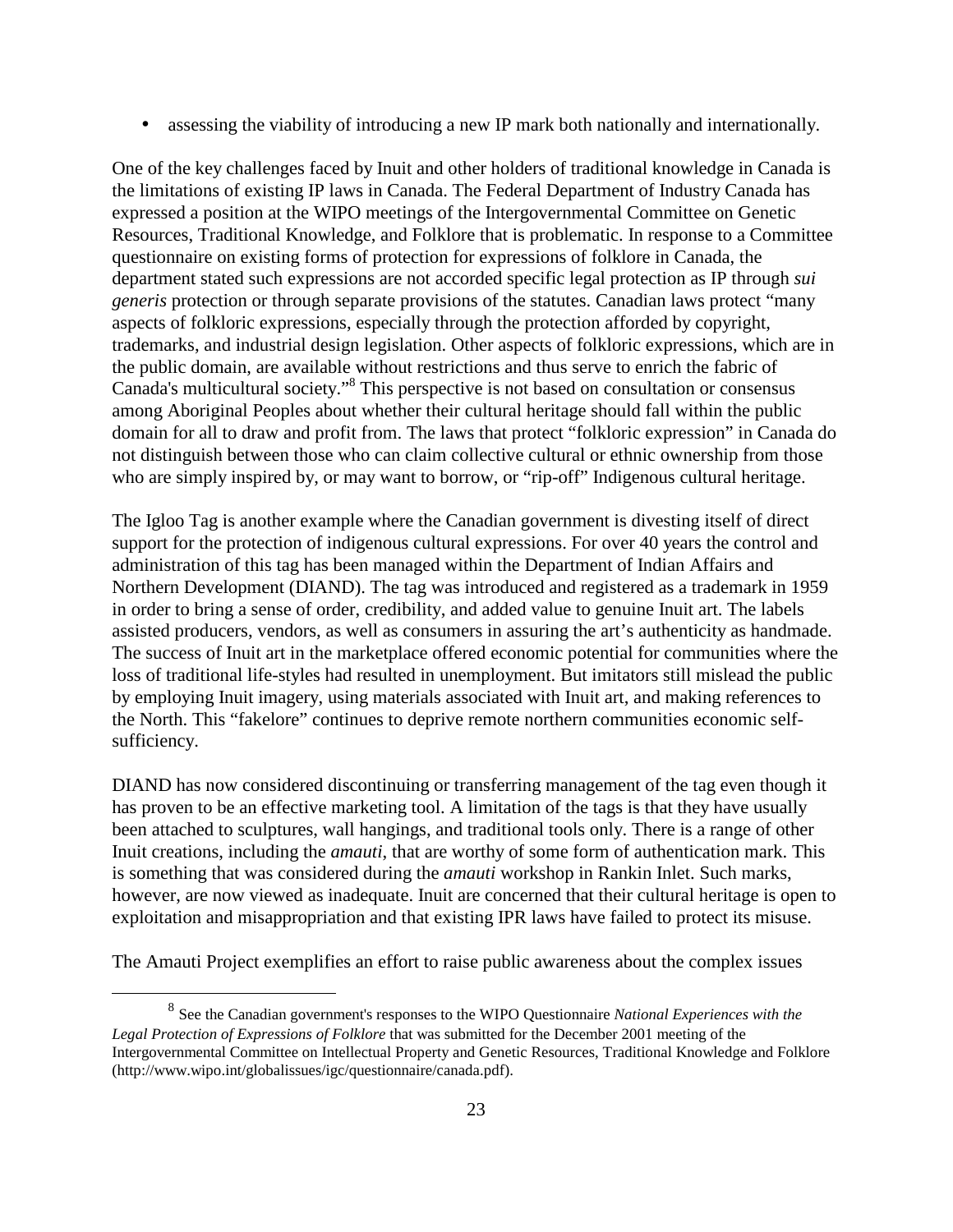- assessing the viability of introducing a new IP mark both nationally and internationally.

One of the key challenges faced by Inuit and other holders of traditional knowledge in Canada is the limitations of existing IP laws in Canada. The Federal Department of Industry Canada has expressed a position at the WIPO meetings of the Intergovernmental Committee on Genetic Resources, Traditional Knowledge, and Folklore that is problematic. In response to a Committee questionnaire on existing forms of protection for expressions of folklore in Canada, the department stated such expressions are not accorded specific legal protection as IP through *sui generis* protection or through separate provisions of the statutes. Canadian laws protect "many aspects of folkloric expressions, especially through the protection afforded by copyright, trademarks, and industrial design legislation. Other aspects of folkloric expressions, which are in the public domain, are available without restrictions and thus serve to enrich the fabric of Canada's multicultural society."[8] This perspective is not based on consultation or consensus among Aboriginal Peoples about whether their cultural heritage should fall within the public domain for all to draw and profit from. The laws that protect "folkloric expression" in Canada do not distinguish between those who can claim collective cultural or ethnic ownership from those who are simply inspired by, or may want to borrow, or "rip-off" Indigenous cultural heritage.

The Igloo Tag is another example where the Canadian government is divesting itself of direct support for the protection of indigenous cultural expressions. For over 40 years the control and administration of this tag has been managed within the Department of Indian Affairs and Northern Development (DIAND). The tag was introduced and registered as a trademark in 1959 in order to bring a sense of order, credibility, and added value to genuine Inuit art. The labels assisted producers, vendors, as well as consumers in assuring the art's authenticity as handmade. The success of Inuit art in the marketplace offered economic potential for communities where the loss of traditional life-styles had resulted in unemployment. But imitators still mislead the public by employing Inuit imagery, using materials associated with Inuit art, and making references to the North. This "fakelore" continues to deprive remote northern communities economic self-sufficiency.

DIAND has now considered discontinuing or transferring management of the tag even though it has proven to be an effective marketing tool. A limitation of the tags is that they have usually been attached to sculptures, wall hangings, and traditional tools only. There is a range of other Inuit creations, including the *amauti*, that are worthy of some form of authentication mark. This is something that was considered during the *amauti* workshop in Rankin Inlet. Such marks, however, are now viewed as inadequate. Inuit are concerned that their cultural heritage is open to exploitation and misappropriation and that existing IPR laws have failed to protect its misuse.

The Amauti Project exemplifies an effort to raise public awareness about the complex issues

[8] See the Canadian government's responses to the WIPO Questionnaire *National Experiences with the Legal Protection of Expressions of Folklore* that was submitted for the December 2001 meeting of the Intergovernmental Committee on Intellectual Property and Genetic Resources, Traditional Knowledge and Folklore (http://www.wipo.int/globalissues/igc/questionnaire/canada.pdf).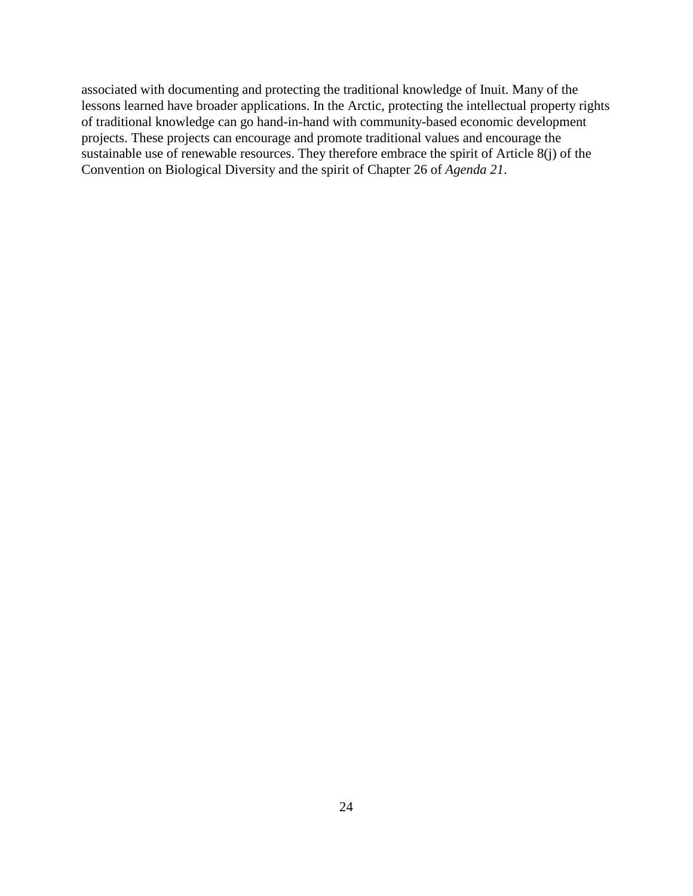associated with documenting and protecting the traditional knowledge of Inuit. Many of the lessons learned have broader applications. In the Arctic, protecting the intellectual property rights of traditional knowledge can go hand-in-hand with community-based economic development projects. These projects can encourage and promote traditional values and encourage the sustainable use of renewable resources. They therefore embrace the spirit of Article 8(j) of the Convention on Biological Diversity and the spirit of Chapter 26 of *Agenda 21*.